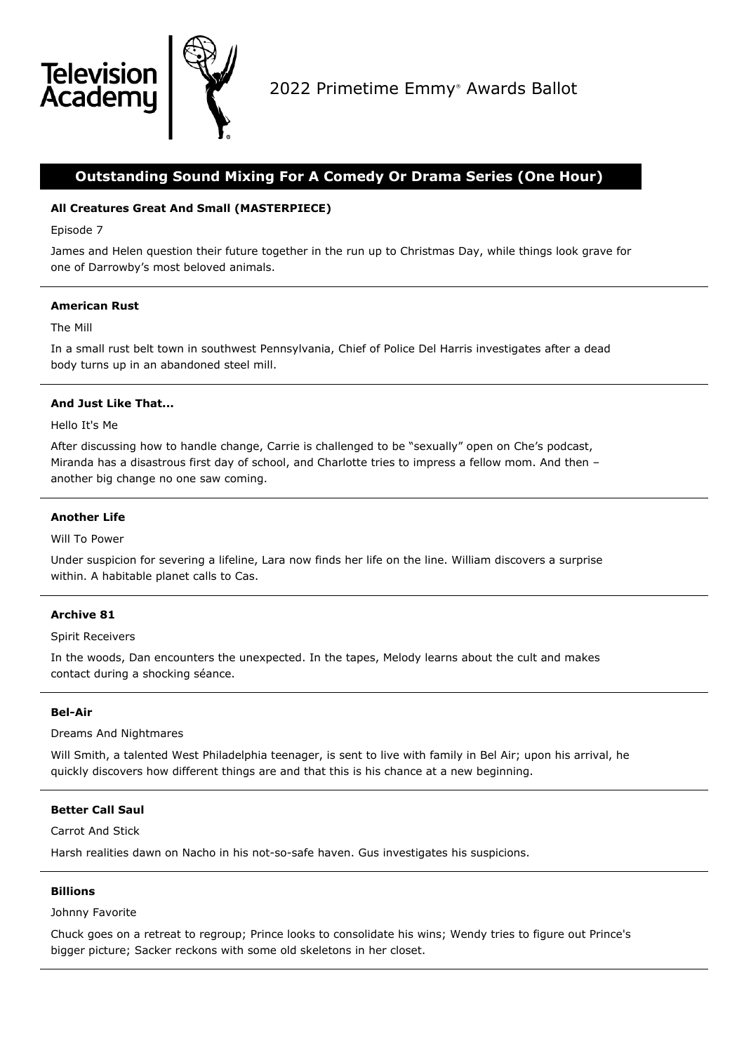Television Academy

# 2022 Primetime Emmy® Awards Ballot

## Outstanding Sound Mixing For A Comedy Or Drama Series (One Hour)

**All Creatures Great And Small (MASTERPIECE)**

Episode 7

James and Helen question their future together in the run up to Christmas Day, while things look grave for one of Darrowby's most beloved animals.

---

**American Rust**

The Mill

In a small rust belt town in southwest Pennsylvania, Chief of Police Del Harris investigates after a dead body turns up in an abandoned steel mill.

---

**And Just Like That...**

Hello It's Me

After discussing how to handle change, Carrie is challenged to be "sexually" open on Che's podcast, Miranda has a disastrous first day of school, and Charlotte tries to impress a fellow mom. And then – another big change no one saw coming.

---

**Another Life**

Will To Power

Under suspicion for severing a lifeline, Lara now finds her life on the line. William discovers a surprise within. A habitable planet calls to Cas.

---

**Archive 81**

Spirit Receivers

In the woods, Dan encounters the unexpected. In the tapes, Melody learns about the cult and makes contact during a shocking séance.

---

**Bel-Air**

Dreams And Nightmares

Will Smith, a talented West Philadelphia teenager, is sent to live with family in Bel Air; upon his arrival, he quickly discovers how different things are and that this is his chance at a new beginning.

---

**Better Call Saul**

Carrot And Stick

Harsh realities dawn on Nacho in his not-so-safe haven. Gus investigates his suspicions.

---

**Billions**

Johnny Favorite

Chuck goes on a retreat to regroup; Prince looks to consolidate his wins; Wendy tries to figure out Prince's bigger picture; Sacker reckons with some old skeletons in her closet.

---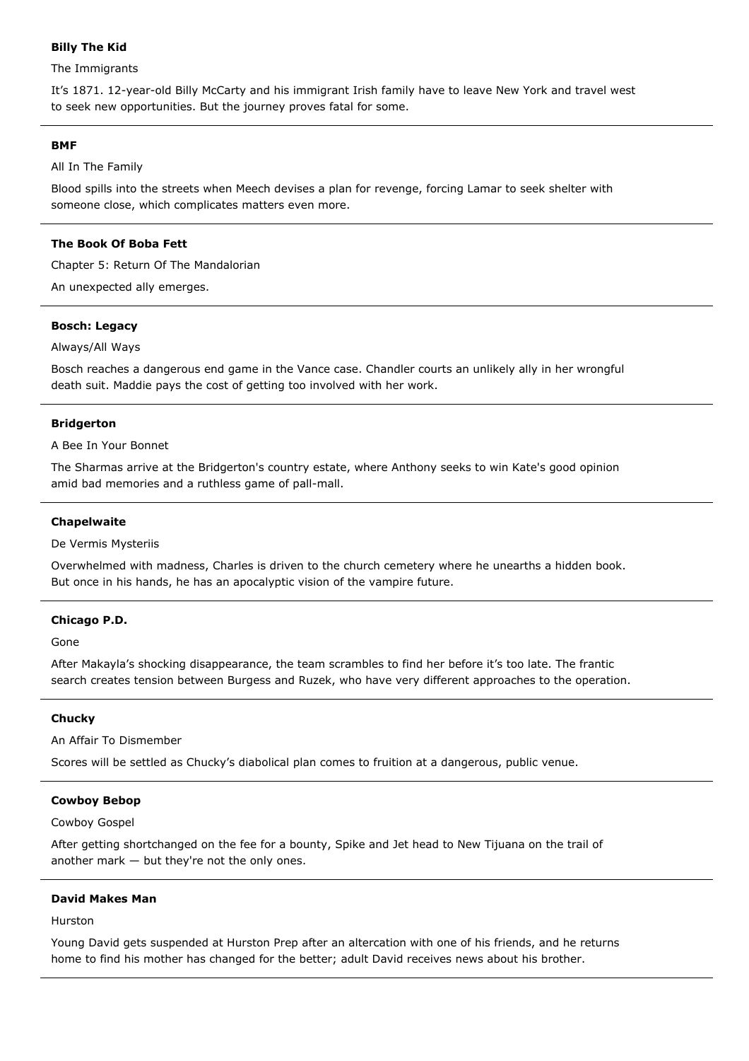**Billy The Kid**

The Immigrants

It's 1871. 12-year-old Billy McCarty and his immigrant Irish family have to leave New York and travel west to seek new opportunities. But the journey proves fatal for some.

---

**BMF**

All In The Family

Blood spills into the streets when Meech devises a plan for revenge, forcing Lamar to seek shelter with someone close, which complicates matters even more.

---

**The Book Of Boba Fett**

Chapter 5: Return Of The Mandalorian

An unexpected ally emerges.

---

**Bosch: Legacy**

Always/All Ways

Bosch reaches a dangerous end game in the Vance case. Chandler courts an unlikely ally in her wrongful death suit. Maddie pays the cost of getting too involved with her work.

---

**Bridgerton**

A Bee In Your Bonnet

The Sharmas arrive at the Bridgerton's country estate, where Anthony seeks to win Kate's good opinion amid bad memories and a ruthless game of pall-mall.

---

**Chapelwaite**

De Vermis Mysteriis

Overwhelmed with madness, Charles is driven to the church cemetery where he unearths a hidden book. But once in his hands, he has an apocalyptic vision of the vampire future.

---

**Chicago P.D.**

Gone

After Makayla's shocking disappearance, the team scrambles to find her before it's too late. The frantic search creates tension between Burgess and Ruzek, who have very different approaches to the operation.

---

**Chucky**

An Affair To Dismember

Scores will be settled as Chucky's diabolical plan comes to fruition at a dangerous, public venue.

---

**Cowboy Bebop**

Cowboy Gospel

After getting shortchanged on the fee for a bounty, Spike and Jet head to New Tijuana on the trail of another mark — but they're not the only ones.

---

**David Makes Man**

Hurston

Young David gets suspended at Hurston Prep after an altercation with one of his friends, and he returns home to find his mother has changed for the better; adult David receives news about his brother.

---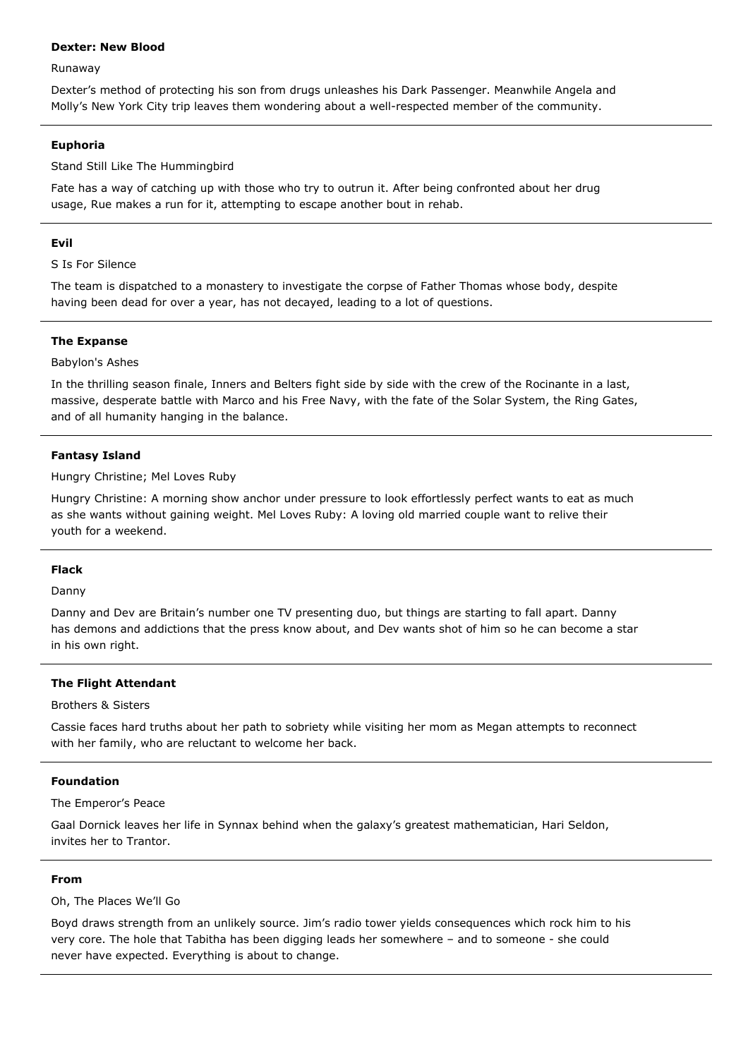**Dexter: New Blood**

Runaway

Dexter's method of protecting his son from drugs unleashes his Dark Passenger. Meanwhile Angela and Molly's New York City trip leaves them wondering about a well-respected member of the community.

---

**Euphoria**

Stand Still Like The Hummingbird

Fate has a way of catching up with those who try to outrun it. After being confronted about her drug usage, Rue makes a run for it, attempting to escape another bout in rehab.

---

**Evil**

S Is For Silence

The team is dispatched to a monastery to investigate the corpse of Father Thomas whose body, despite having been dead for over a year, has not decayed, leading to a lot of questions.

---

**The Expanse**

Babylon's Ashes

In the thrilling season finale, Inners and Belters fight side by side with the crew of the Rocinante in a last, massive, desperate battle with Marco and his Free Navy, with the fate of the Solar System, the Ring Gates, and of all humanity hanging in the balance.

---

**Fantasy Island**

Hungry Christine; Mel Loves Ruby

Hungry Christine: A morning show anchor under pressure to look effortlessly perfect wants to eat as much as she wants without gaining weight. Mel Loves Ruby: A loving old married couple want to relive their youth for a weekend.

---

**Flack**

Danny

Danny and Dev are Britain's number one TV presenting duo, but things are starting to fall apart. Danny has demons and addictions that the press know about, and Dev wants shot of him so he can become a star in his own right.

---

**The Flight Attendant**

Brothers & Sisters

Cassie faces hard truths about her path to sobriety while visiting her mom as Megan attempts to reconnect with her family, who are reluctant to welcome her back.

---

**Foundation**

The Emperor's Peace

Gaal Dornick leaves her life in Synnax behind when the galaxy's greatest mathematician, Hari Seldon, invites her to Trantor.

---

**From**

Oh, The Places We'll Go

Boyd draws strength from an unlikely source. Jim's radio tower yields consequences which rock him to his very core. The hole that Tabitha has been digging leads her somewhere – and to someone - she could never have expected. Everything is about to change.

---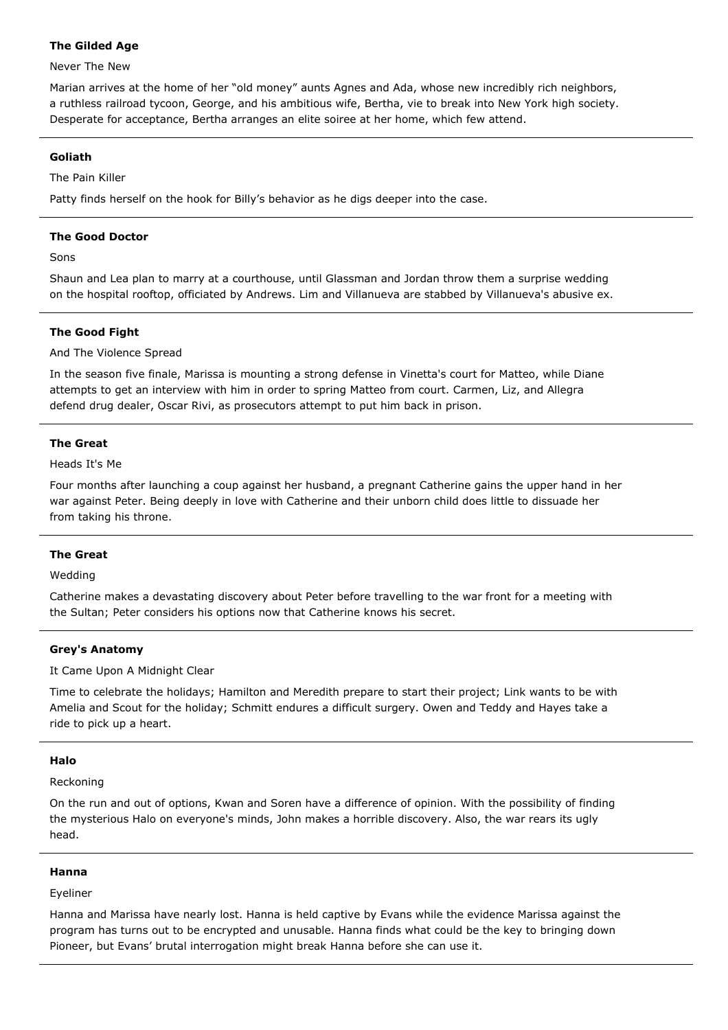**The Gilded Age**

Never The New

Marian arrives at the home of her "old money" aunts Agnes and Ada, whose new incredibly rich neighbors, a ruthless railroad tycoon, George, and his ambitious wife, Bertha, vie to break into New York high society. Desperate for acceptance, Bertha arranges an elite soiree at her home, which few attend.

---

**Goliath**

The Pain Killer

Patty finds herself on the hook for Billy's behavior as he digs deeper into the case.

---

**The Good Doctor**

Sons

Shaun and Lea plan to marry at a courthouse, until Glassman and Jordan throw them a surprise wedding on the hospital rooftop, officiated by Andrews. Lim and Villanueva are stabbed by Villanueva's abusive ex.

---

**The Good Fight**

And The Violence Spread

In the season five finale, Marissa is mounting a strong defense in Vinetta's court for Matteo, while Diane attempts to get an interview with him in order to spring Matteo from court. Carmen, Liz, and Allegra defend drug dealer, Oscar Rivi, as prosecutors attempt to put him back in prison.

---

**The Great**

Heads It's Me

Four months after launching a coup against her husband, a pregnant Catherine gains the upper hand in her war against Peter. Being deeply in love with Catherine and their unborn child does little to dissuade her from taking his throne.

---

**The Great**

Wedding

Catherine makes a devastating discovery about Peter before travelling to the war front for a meeting with the Sultan; Peter considers his options now that Catherine knows his secret.

---

**Grey's Anatomy**

It Came Upon A Midnight Clear

Time to celebrate the holidays; Hamilton and Meredith prepare to start their project; Link wants to be with Amelia and Scout for the holiday; Schmitt endures a difficult surgery. Owen and Teddy and Hayes take a ride to pick up a heart.

---

**Halo**

Reckoning

On the run and out of options, Kwan and Soren have a difference of opinion. With the possibility of finding the mysterious Halo on everyone's minds, John makes a horrible discovery. Also, the war rears its ugly head.

---

**Hanna**

Eyeliner

Hanna and Marissa have nearly lost. Hanna is held captive by Evans while the evidence Marissa against the program has turns out to be encrypted and unusable. Hanna finds what could be the key to bringing down Pioneer, but Evans' brutal interrogation might break Hanna before she can use it.

---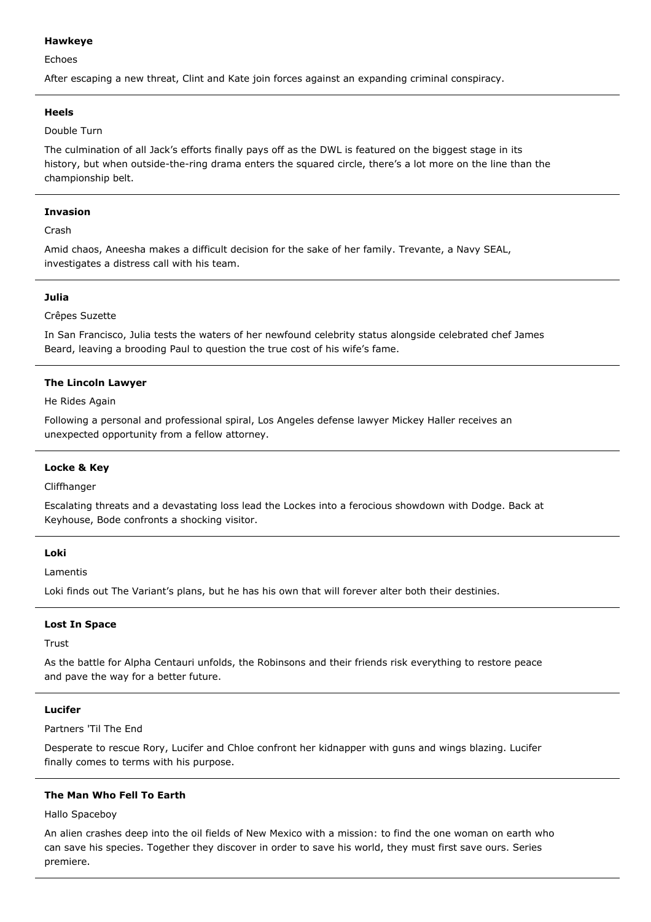**Hawkeye**

Echoes

After escaping a new threat, Clint and Kate join forces against an expanding criminal conspiracy.

---

**Heels**

Double Turn

The culmination of all Jack's efforts finally pays off as the DWL is featured on the biggest stage in its history, but when outside-the-ring drama enters the squared circle, there's a lot more on the line than the championship belt.

---

**Invasion**

Crash

Amid chaos, Aneesha makes a difficult decision for the sake of her family. Trevante, a Navy SEAL, investigates a distress call with his team.

---

**Julia**

Crêpes Suzette

In San Francisco, Julia tests the waters of her newfound celebrity status alongside celebrated chef James Beard, leaving a brooding Paul to question the true cost of his wife's fame.

---

**The Lincoln Lawyer**

He Rides Again

Following a personal and professional spiral, Los Angeles defense lawyer Mickey Haller receives an unexpected opportunity from a fellow attorney.

---

**Locke & Key**

Cliffhanger

Escalating threats and a devastating loss lead the Lockes into a ferocious showdown with Dodge. Back at Keyhouse, Bode confronts a shocking visitor.

---

**Loki**

Lamentis

Loki finds out The Variant's plans, but he has his own that will forever alter both their destinies.

---

**Lost In Space**

Trust

As the battle for Alpha Centauri unfolds, the Robinsons and their friends risk everything to restore peace and pave the way for a better future.

---

**Lucifer**

Partners 'Til The End

Desperate to rescue Rory, Lucifer and Chloe confront her kidnapper with guns and wings blazing. Lucifer finally comes to terms with his purpose.

---

**The Man Who Fell To Earth**

Hallo Spaceboy

An alien crashes deep into the oil fields of New Mexico with a mission: to find the one woman on earth who can save his species. Together they discover in order to save his world, they must first save ours. Series premiere.

---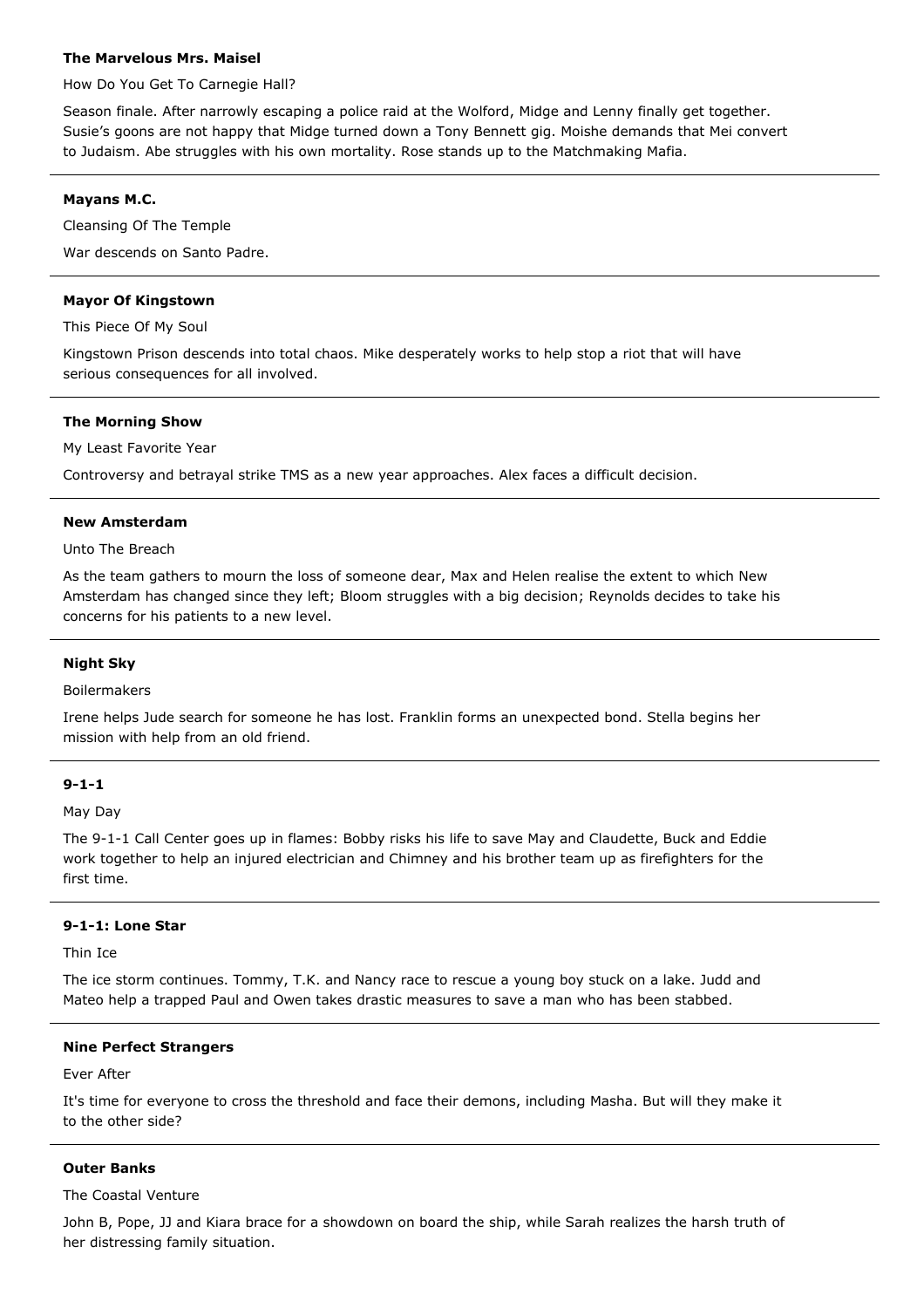**The Marvelous Mrs. Maisel**

How Do You Get To Carnegie Hall?

Season finale. After narrowly escaping a police raid at the Wolford, Midge and Lenny finally get together. Susie's goons are not happy that Midge turned down a Tony Bennett gig. Moishe demands that Mei convert to Judaism. Abe struggles with his own mortality. Rose stands up to the Matchmaking Mafia.

---

**Mayans M.C.**

Cleansing Of The Temple

War descends on Santo Padre.

---

**Mayor Of Kingstown**

This Piece Of My Soul

Kingstown Prison descends into total chaos. Mike desperately works to help stop a riot that will have serious consequences for all involved.

---

**The Morning Show**

My Least Favorite Year

Controversy and betrayal strike TMS as a new year approaches. Alex faces a difficult decision.

---

**New Amsterdam**

Unto The Breach

As the team gathers to mourn the loss of someone dear, Max and Helen realise the extent to which New Amsterdam has changed since they left; Bloom struggles with a big decision; Reynolds decides to take his concerns for his patients to a new level.

---

**Night Sky**

Boilermakers

Irene helps Jude search for someone he has lost. Franklin forms an unexpected bond. Stella begins her mission with help from an old friend.

---

**9-1-1**

May Day

The 9-1-1 Call Center goes up in flames: Bobby risks his life to save May and Claudette, Buck and Eddie work together to help an injured electrician and Chimney and his brother team up as firefighters for the first time.

---

**9-1-1: Lone Star**

Thin Ice

The ice storm continues. Tommy, T.K. and Nancy race to rescue a young boy stuck on a lake. Judd and Mateo help a trapped Paul and Owen takes drastic measures to save a man who has been stabbed.

---

**Nine Perfect Strangers**

Ever After

It's time for everyone to cross the threshold and face their demons, including Masha. But will they make it to the other side?

---

**Outer Banks**

The Coastal Venture

John B, Pope, JJ and Kiara brace for a showdown on board the ship, while Sarah realizes the harsh truth of her distressing family situation.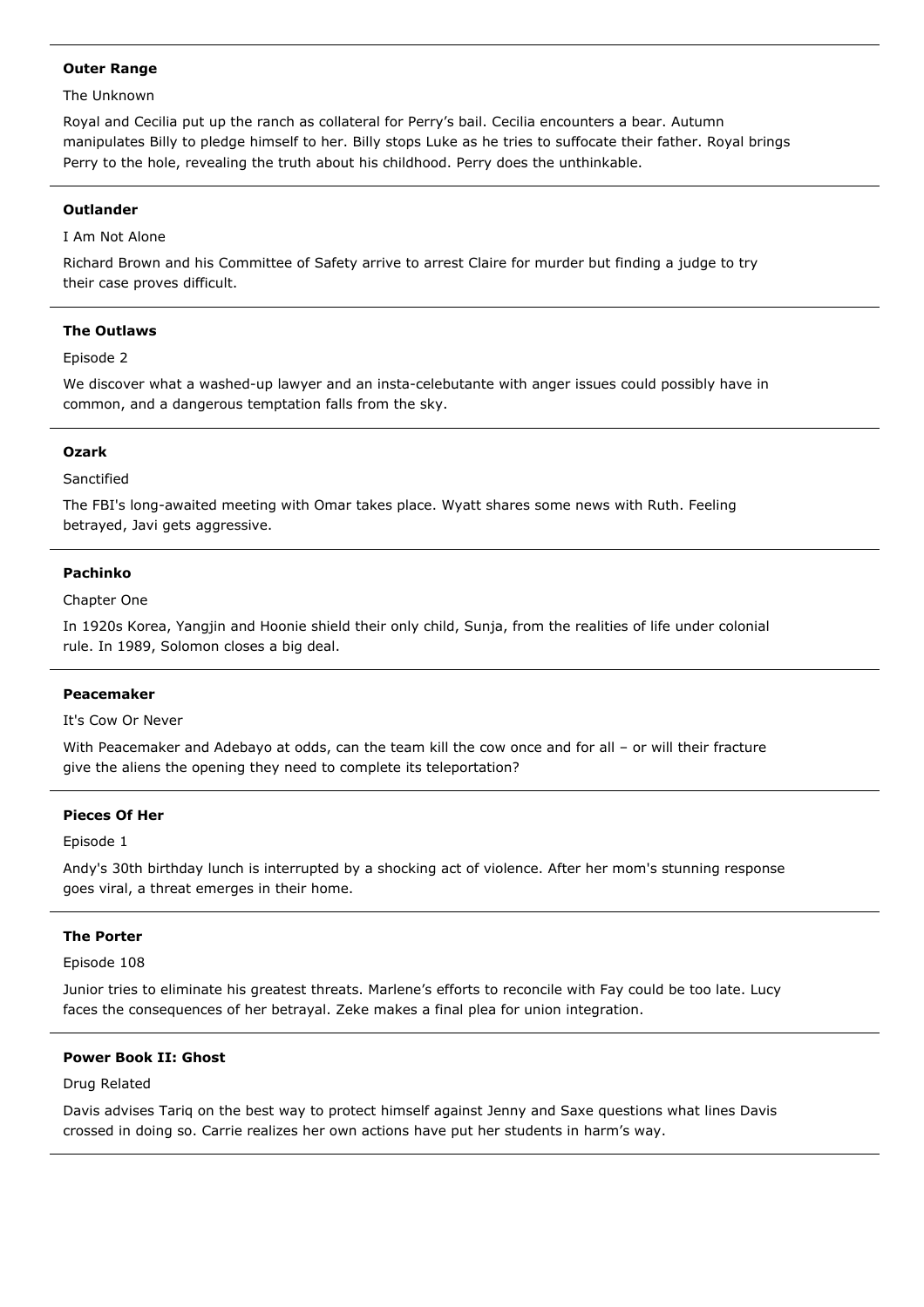---

**Outer Range**

The Unknown

Royal and Cecilia put up the ranch as collateral for Perry's bail. Cecilia encounters a bear. Autumn manipulates Billy to pledge himself to her. Billy stops Luke as he tries to suffocate their father. Royal brings Perry to the hole, revealing the truth about his childhood. Perry does the unthinkable.

---

**Outlander**

I Am Not Alone

Richard Brown and his Committee of Safety arrive to arrest Claire for murder but finding a judge to try their case proves difficult.

---

**The Outlaws**

Episode 2

We discover what a washed-up lawyer and an insta-celebutante with anger issues could possibly have in common, and a dangerous temptation falls from the sky.

---

**Ozark**

Sanctified

The FBI's long-awaited meeting with Omar takes place. Wyatt shares some news with Ruth. Feeling betrayed, Javi gets aggressive.

---

**Pachinko**

Chapter One

In 1920s Korea, Yangjin and Hoonie shield their only child, Sunja, from the realities of life under colonial rule. In 1989, Solomon closes a big deal.

---

**Peacemaker**

It's Cow Or Never

With Peacemaker and Adebayo at odds, can the team kill the cow once and for all – or will their fracture give the aliens the opening they need to complete its teleportation?

---

**Pieces Of Her**

Episode 1

Andy's 30th birthday lunch is interrupted by a shocking act of violence. After her mom's stunning response goes viral, a threat emerges in their home.

---

**The Porter**

Episode 108

Junior tries to eliminate his greatest threats. Marlene's efforts to reconcile with Fay could be too late. Lucy faces the consequences of her betrayal. Zeke makes a final plea for union integration.

---

**Power Book II: Ghost**

Drug Related

Davis advises Tariq on the best way to protect himself against Jenny and Saxe questions what lines Davis crossed in doing so. Carrie realizes her own actions have put her students in harm's way.

---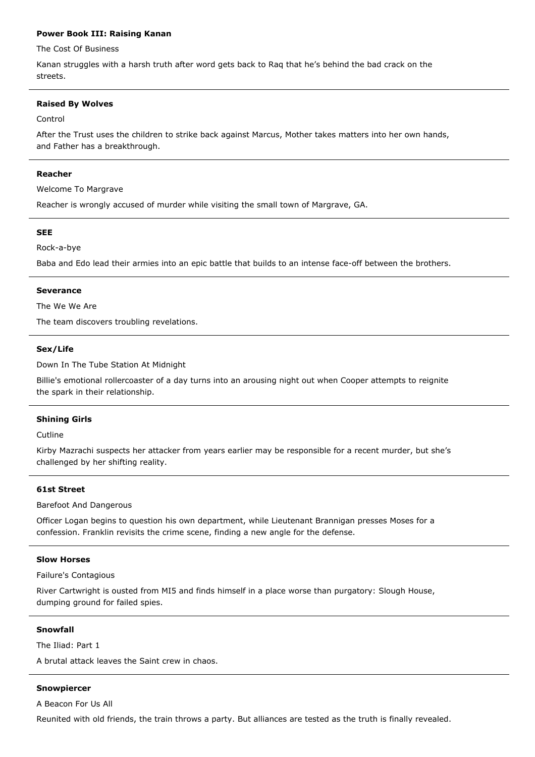**Power Book III: Raising Kanan**

The Cost Of Business

Kanan struggles with a harsh truth after word gets back to Raq that he's behind the bad crack on the streets.

---

**Raised By Wolves**

Control

After the Trust uses the children to strike back against Marcus, Mother takes matters into her own hands, and Father has a breakthrough.

---

**Reacher**

Welcome To Margrave

Reacher is wrongly accused of murder while visiting the small town of Margrave, GA.

---

**SEE**

Rock-a-bye

Baba and Edo lead their armies into an epic battle that builds to an intense face-off between the brothers.

---

**Severance**

The We We Are

The team discovers troubling revelations.

---

**Sex/Life**

Down In The Tube Station At Midnight

Billie's emotional rollercoaster of a day turns into an arousing night out when Cooper attempts to reignite the spark in their relationship.

---

**Shining Girls**

Cutline

Kirby Mazrachi suspects her attacker from years earlier may be responsible for a recent murder, but she's challenged by her shifting reality.

---

**61st Street**

Barefoot And Dangerous

Officer Logan begins to question his own department, while Lieutenant Brannigan presses Moses for a confession. Franklin revisits the crime scene, finding a new angle for the defense.

---

**Slow Horses**

Failure's Contagious

River Cartwright is ousted from MI5 and finds himself in a place worse than purgatory: Slough House, dumping ground for failed spies.

---

**Snowfall**

The Iliad: Part 1

A brutal attack leaves the Saint crew in chaos.

---

**Snowpiercer**

A Beacon For Us All

Reunited with old friends, the train throws a party. But alliances are tested as the truth is finally revealed.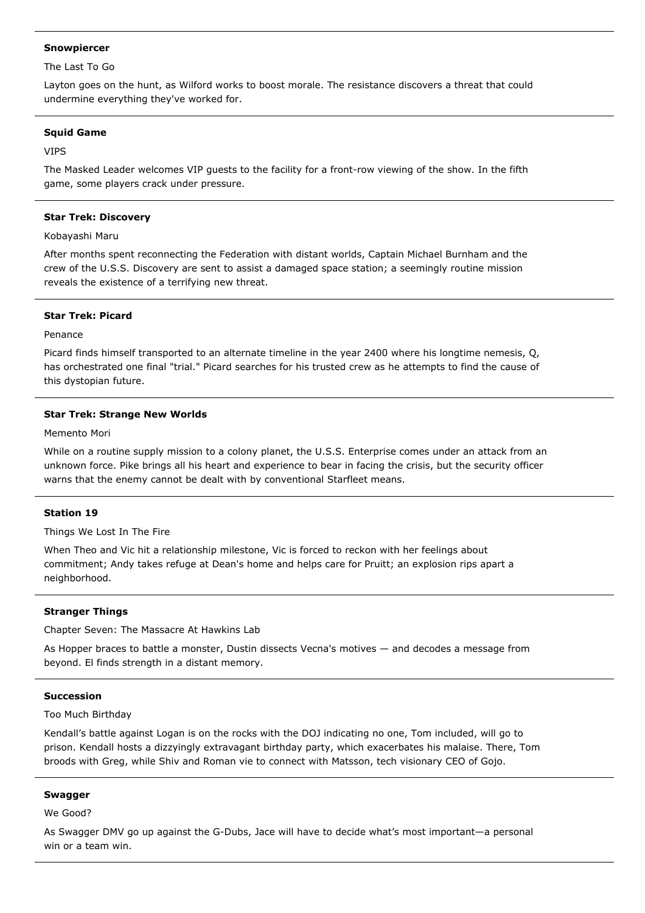---

**Snowpiercer**

The Last To Go

Layton goes on the hunt, as Wilford works to boost morale. The resistance discovers a threat that could undermine everything they've worked for.

---

**Squid Game**

VIPS

The Masked Leader welcomes VIP guests to the facility for a front-row viewing of the show. In the fifth game, some players crack under pressure.

---

**Star Trek: Discovery**

Kobayashi Maru

After months spent reconnecting the Federation with distant worlds, Captain Michael Burnham and the crew of the U.S.S. Discovery are sent to assist a damaged space station; a seemingly routine mission reveals the existence of a terrifying new threat.

---

**Star Trek: Picard**

Penance

Picard finds himself transported to an alternate timeline in the year 2400 where his longtime nemesis, Q, has orchestrated one final "trial." Picard searches for his trusted crew as he attempts to find the cause of this dystopian future.

---

**Star Trek: Strange New Worlds**

Memento Mori

While on a routine supply mission to a colony planet, the U.S.S. Enterprise comes under an attack from an unknown force. Pike brings all his heart and experience to bear in facing the crisis, but the security officer warns that the enemy cannot be dealt with by conventional Starfleet means.

---

**Station 19**

Things We Lost In The Fire

When Theo and Vic hit a relationship milestone, Vic is forced to reckon with her feelings about commitment; Andy takes refuge at Dean's home and helps care for Pruitt; an explosion rips apart a neighborhood.

---

**Stranger Things**

Chapter Seven: The Massacre At Hawkins Lab

As Hopper braces to battle a monster, Dustin dissects Vecna's motives — and decodes a message from beyond. El finds strength in a distant memory.

---

**Succession**

Too Much Birthday

Kendall’s battle against Logan is on the rocks with the DOJ indicating no one, Tom included, will go to prison. Kendall hosts a dizzyingly extravagant birthday party, which exacerbates his malaise. There, Tom broods with Greg, while Shiv and Roman vie to connect with Matsson, tech visionary CEO of Gojo.

---

**Swagger**

We Good?

As Swagger DMV go up against the G-Dubs, Jace will have to decide what’s most important—a personal win or a team win.

---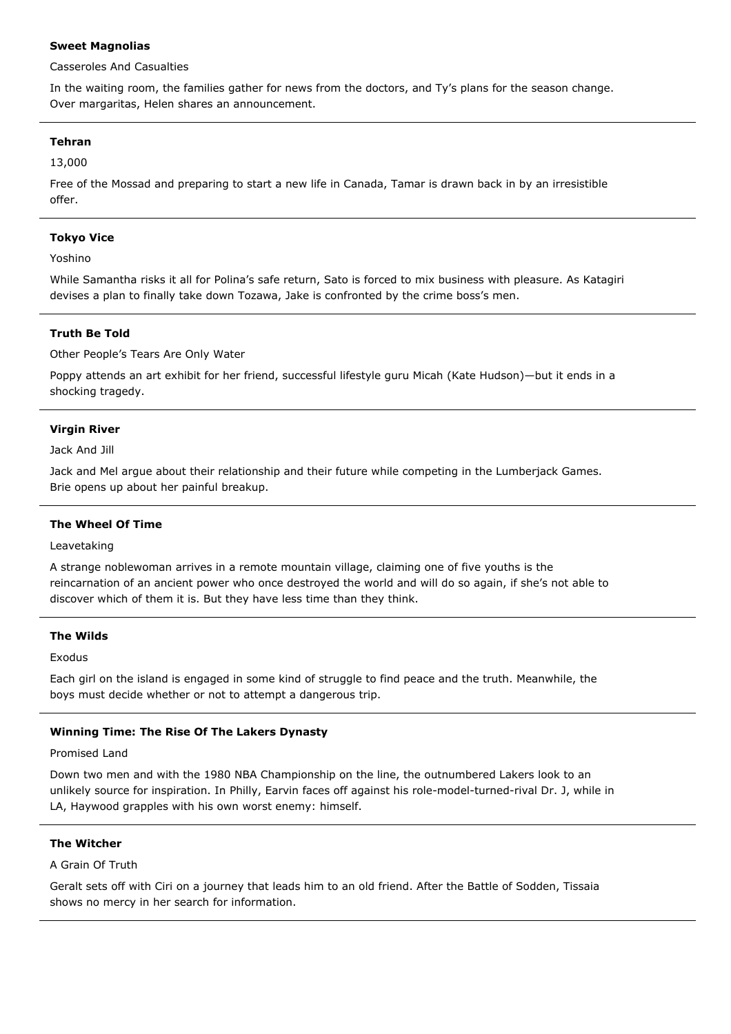**Sweet Magnolias**

Casseroles And Casualties

In the waiting room, the families gather for news from the doctors, and Ty's plans for the season change. Over margaritas, Helen shares an announcement.

---

**Tehran**

13,000

Free of the Mossad and preparing to start a new life in Canada, Tamar is drawn back in by an irresistible offer.

---

**Tokyo Vice**

Yoshino

While Samantha risks it all for Polina's safe return, Sato is forced to mix business with pleasure. As Katagiri devises a plan to finally take down Tozawa, Jake is confronted by the crime boss's men.

---

**Truth Be Told**

Other People's Tears Are Only Water

Poppy attends an art exhibit for her friend, successful lifestyle guru Micah (Kate Hudson)—but it ends in a shocking tragedy.

---

**Virgin River**

Jack And Jill

Jack and Mel argue about their relationship and their future while competing in the Lumberjack Games. Brie opens up about her painful breakup.

---

**The Wheel Of Time**

Leavetaking

A strange noblewoman arrives in a remote mountain village, claiming one of five youths is the reincarnation of an ancient power who once destroyed the world and will do so again, if she's not able to discover which of them it is. But they have less time than they think.

---

**The Wilds**

Exodus

Each girl on the island is engaged in some kind of struggle to find peace and the truth. Meanwhile, the boys must decide whether or not to attempt a dangerous trip.

---

**Winning Time: The Rise Of The Lakers Dynasty**

Promised Land

Down two men and with the 1980 NBA Championship on the line, the outnumbered Lakers look to an unlikely source for inspiration. In Philly, Earvin faces off against his role-model-turned-rival Dr. J, while in LA, Haywood grapples with his own worst enemy: himself.

---

**The Witcher**

A Grain Of Truth

Geralt sets off with Ciri on a journey that leads him to an old friend. After the Battle of Sodden, Tissaia shows no mercy in her search for information.

---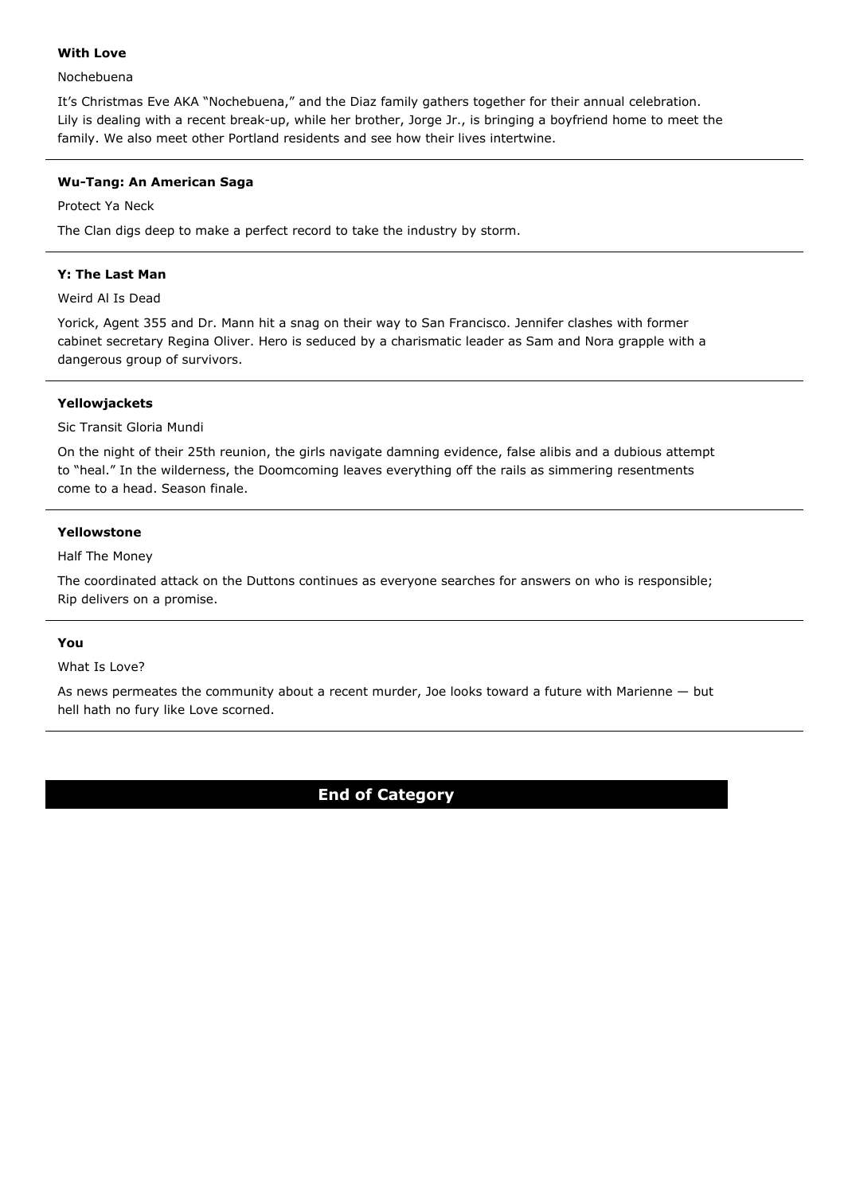**With Love**

Nochebuena

It's Christmas Eve AKA "Nochebuena," and the Diaz family gathers together for their annual celebration. Lily is dealing with a recent break-up, while her brother, Jorge Jr., is bringing a boyfriend home to meet the family. We also meet other Portland residents and see how their lives intertwine.

---

**Wu-Tang: An American Saga**

Protect Ya Neck

The Clan digs deep to make a perfect record to take the industry by storm.

---

**Y: The Last Man**

Weird Al Is Dead

Yorick, Agent 355 and Dr. Mann hit a snag on their way to San Francisco. Jennifer clashes with former cabinet secretary Regina Oliver. Hero is seduced by a charismatic leader as Sam and Nora grapple with a dangerous group of survivors.

---

**Yellowjackets**

Sic Transit Gloria Mundi

On the night of their 25th reunion, the girls navigate damning evidence, false alibis and a dubious attempt to "heal." In the wilderness, the Doomcoming leaves everything off the rails as simmering resentments come to a head. Season finale.

---

**Yellowstone**

Half The Money

The coordinated attack on the Duttons continues as everyone searches for answers on who is responsible; Rip delivers on a promise.

---

**You**

What Is Love?

As news permeates the community about a recent murder, Joe looks toward a future with Marienne — but hell hath no fury like Love scorned.

---

**End of Category**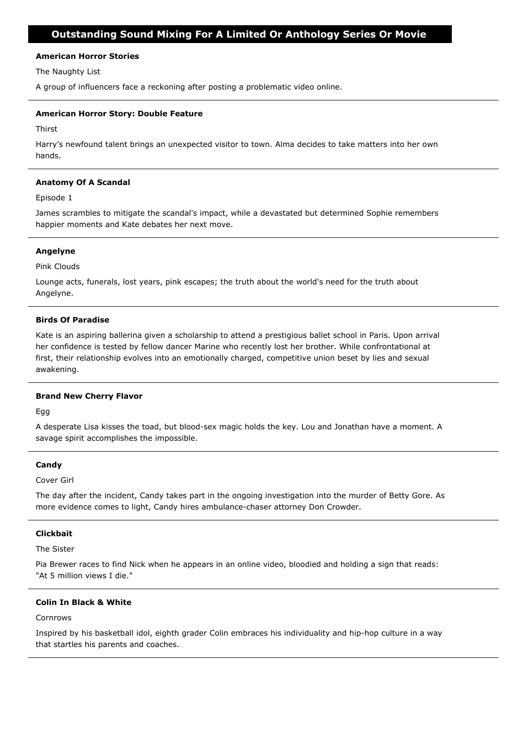## Outstanding Sound Mixing For A Limited Or Anthology Series Or Movie

**American Horror Stories**

The Naughty List

A group of influencers face a reckoning after posting a problematic video online.

---

**American Horror Story: Double Feature**

Thirst

Harry's newfound talent brings an unexpected visitor to town. Alma decides to take matters into her own hands.

---

**Anatomy Of A Scandal**

Episode 1

James scrambles to mitigate the scandal's impact, while a devastated but determined Sophie remembers happier moments and Kate debates her next move.

---

**Angelyne**

Pink Clouds

Lounge acts, funerals, lost years, pink escapes; the truth about the world's need for the truth about Angelyne.

---

**Birds Of Paradise**

Kate is an aspiring ballerina given a scholarship to attend a prestigious ballet school in Paris. Upon arrival her confidence is tested by fellow dancer Marine who recently lost her brother. While confrontational at first, their relationship evolves into an emotionally charged, competitive union beset by lies and sexual awakening.

---

**Brand New Cherry Flavor**

Egg

A desperate Lisa kisses the toad, but blood-sex magic holds the key. Lou and Jonathan have a moment. A savage spirit accomplishes the impossible.

---

**Candy**

Cover Girl

The day after the incident, Candy takes part in the ongoing investigation into the murder of Betty Gore. As more evidence comes to light, Candy hires ambulance-chaser attorney Don Crowder.

---

**Clickbait**

The Sister

Pia Brewer races to find Nick when he appears in an online video, bloodied and holding a sign that reads: "At 5 million views I die."

---

**Colin In Black & White**

Cornrows

Inspired by his basketball idol, eighth grader Colin embraces his individuality and hip-hop culture in a way that startles his parents and coaches.

---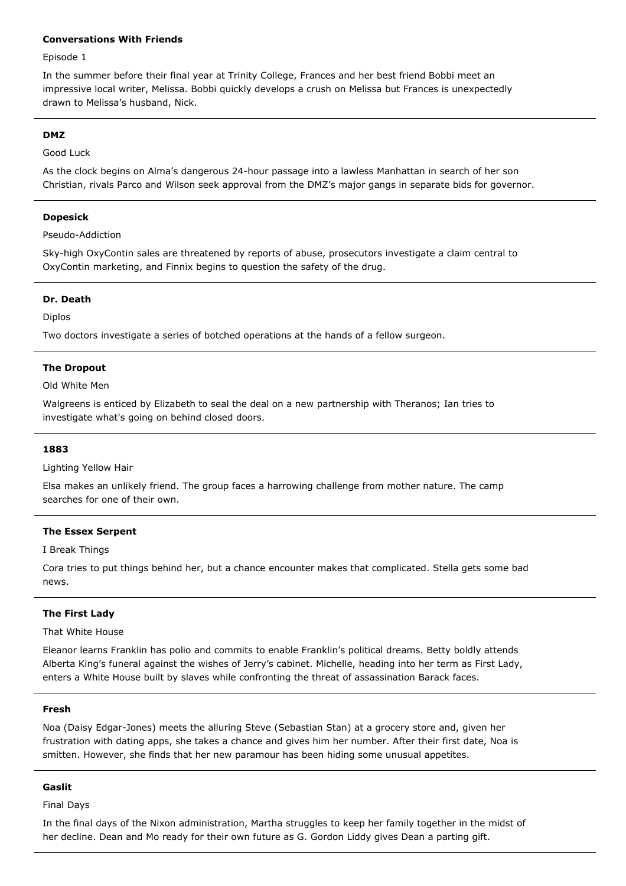**Conversations With Friends**

Episode 1

In the summer before their final year at Trinity College, Frances and her best friend Bobbi meet an impressive local writer, Melissa. Bobbi quickly develops a crush on Melissa but Frances is unexpectedly drawn to Melissa's husband, Nick.

---

**DMZ**

Good Luck

As the clock begins on Alma's dangerous 24-hour passage into a lawless Manhattan in search of her son Christian, rivals Parco and Wilson seek approval from the DMZ's major gangs in separate bids for governor.

---

**Dopesick**

Pseudo-Addiction

Sky-high OxyContin sales are threatened by reports of abuse, prosecutors investigate a claim central to OxyContin marketing, and Finnix begins to question the safety of the drug.

---

**Dr. Death**

Diplos

Two doctors investigate a series of botched operations at the hands of a fellow surgeon.

---

**The Dropout**

Old White Men

Walgreens is enticed by Elizabeth to seal the deal on a new partnership with Theranos; Ian tries to investigate what's going on behind closed doors.

---

**1883**

Lighting Yellow Hair

Elsa makes an unlikely friend. The group faces a harrowing challenge from mother nature. The camp searches for one of their own.

---

**The Essex Serpent**

I Break Things

Cora tries to put things behind her, but a chance encounter makes that complicated. Stella gets some bad news.

---

**The First Lady**

That White House

Eleanor learns Franklin has polio and commits to enable Franklin's political dreams. Betty boldly attends Alberta King's funeral against the wishes of Jerry's cabinet. Michelle, heading into her term as First Lady, enters a White House built by slaves while confronting the threat of assassination Barack faces.

---

**Fresh**

Noa (Daisy Edgar-Jones) meets the alluring Steve (Sebastian Stan) at a grocery store and, given her frustration with dating apps, she takes a chance and gives him her number. After their first date, Noa is smitten. However, she finds that her new paramour has been hiding some unusual appetites.

---

**Gaslit**

Final Days

In the final days of the Nixon administration, Martha struggles to keep her family together in the midst of her decline. Dean and Mo ready for their own future as G. Gordon Liddy gives Dean a parting gift.

---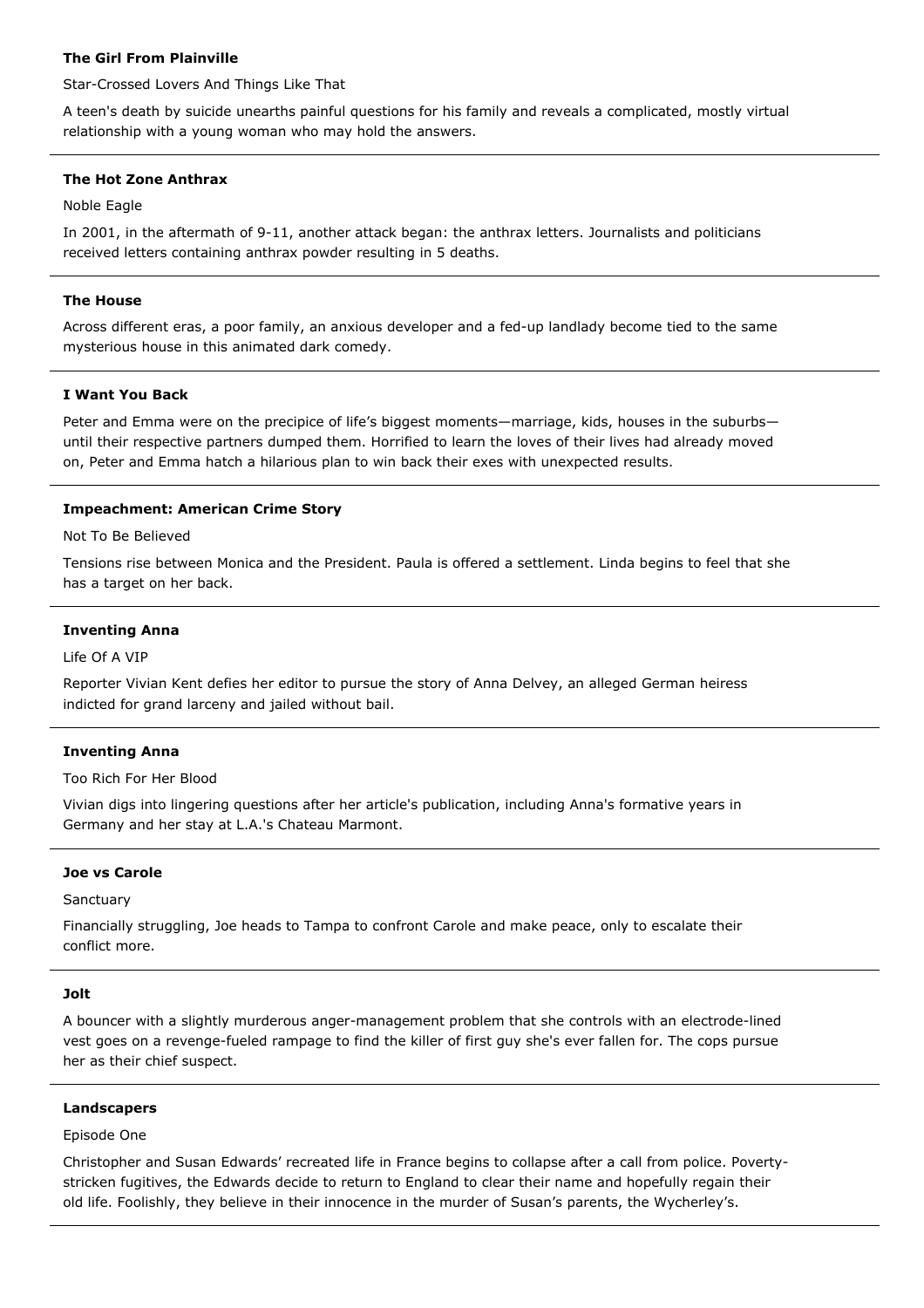**The Girl From Plainville**

Star-Crossed Lovers And Things Like That

A teen's death by suicide unearths painful questions for his family and reveals a complicated, mostly virtual relationship with a young woman who may hold the answers.

---

**The Hot Zone Anthrax**

Noble Eagle

In 2001, in the aftermath of 9-11, another attack began: the anthrax letters. Journalists and politicians received letters containing anthrax powder resulting in 5 deaths.

---

**The House**

Across different eras, a poor family, an anxious developer and a fed-up landlady become tied to the same mysterious house in this animated dark comedy.

---

**I Want You Back**

Peter and Emma were on the precipice of life's biggest moments—marriage, kids, houses in the suburbs—until their respective partners dumped them. Horrified to learn the loves of their lives had already moved on, Peter and Emma hatch a hilarious plan to win back their exes with unexpected results.

---

**Impeachment: American Crime Story**

Not To Be Believed

Tensions rise between Monica and the President. Paula is offered a settlement. Linda begins to feel that she has a target on her back.

---

**Inventing Anna**

Life Of A VIP

Reporter Vivian Kent defies her editor to pursue the story of Anna Delvey, an alleged German heiress indicted for grand larceny and jailed without bail.

---

**Inventing Anna**

Too Rich For Her Blood

Vivian digs into lingering questions after her article's publication, including Anna's formative years in Germany and her stay at L.A.'s Chateau Marmont.

---

**Joe vs Carole**

Sanctuary

Financially struggling, Joe heads to Tampa to confront Carole and make peace, only to escalate their conflict more.

---

**Jolt**

A bouncer with a slightly murderous anger-management problem that she controls with an electrode-lined vest goes on a revenge-fueled rampage to find the killer of first guy she's ever fallen for. The cops pursue her as their chief suspect.

---

**Landscapers**

Episode One

Christopher and Susan Edwards' recreated life in France begins to collapse after a call from police. Poverty-stricken fugitives, the Edwards decide to return to England to clear their name and hopefully regain their old life. Foolishly, they believe in their innocence in the murder of Susan's parents, the Wycherley's.

---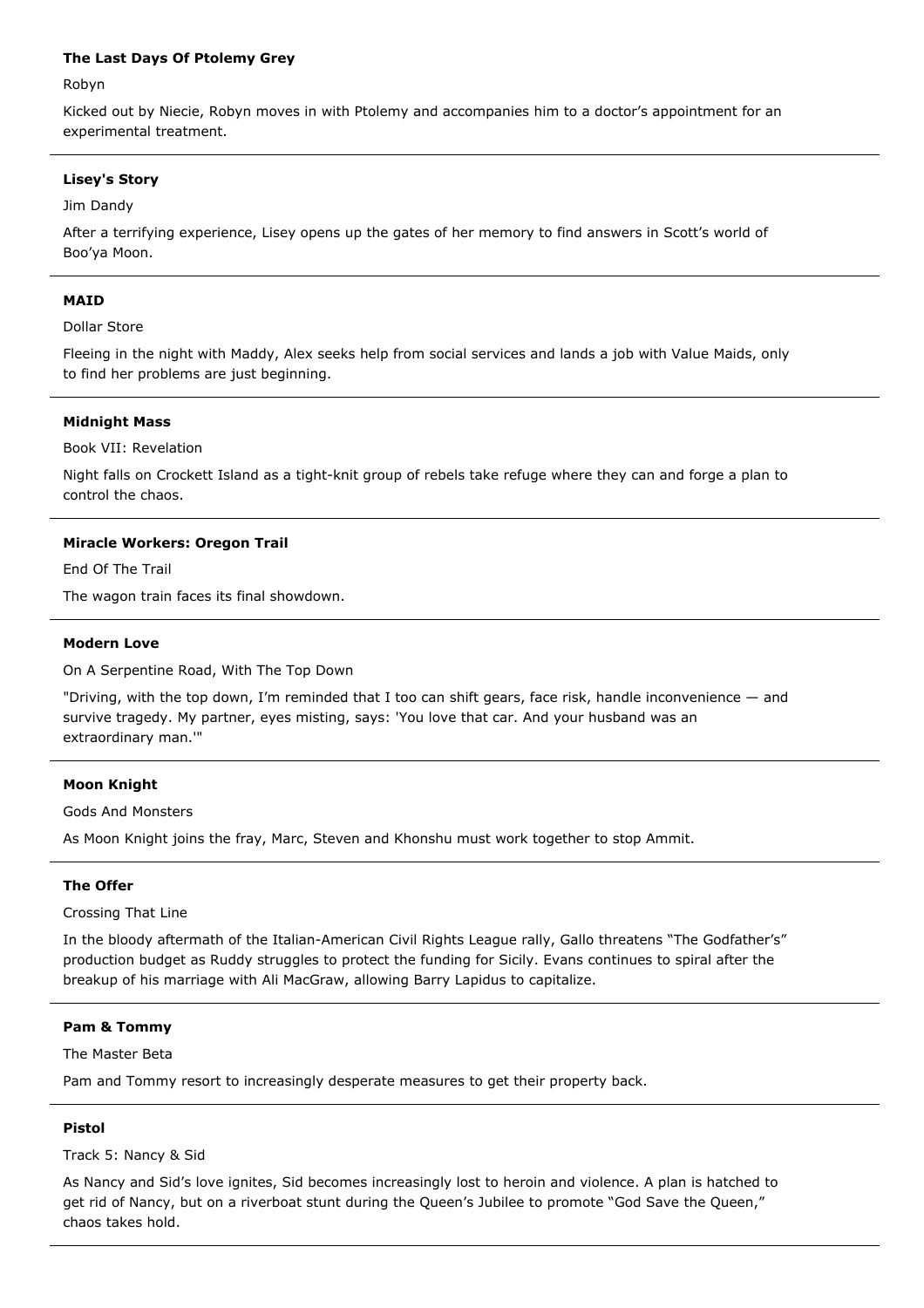**The Last Days Of Ptolemy Grey**

Robyn

Kicked out by Niecie, Robyn moves in with Ptolemy and accompanies him to a doctor's appointment for an experimental treatment.

---

**Lisey's Story**

Jim Dandy

After a terrifying experience, Lisey opens up the gates of her memory to find answers in Scott's world of Boo'ya Moon.

---

**MAID**

Dollar Store

Fleeing in the night with Maddy, Alex seeks help from social services and lands a job with Value Maids, only to find her problems are just beginning.

---

**Midnight Mass**

Book VII: Revelation

Night falls on Crockett Island as a tight-knit group of rebels take refuge where they can and forge a plan to control the chaos.

---

**Miracle Workers: Oregon Trail**

End Of The Trail

The wagon train faces its final showdown.

---

**Modern Love**

On A Serpentine Road, With The Top Down

"Driving, with the top down, I'm reminded that I too can shift gears, face risk, handle inconvenience — and survive tragedy. My partner, eyes misting, says: 'You love that car. And your husband was an extraordinary man.'"

---

**Moon Knight**

Gods And Monsters

As Moon Knight joins the fray, Marc, Steven and Khonshu must work together to stop Ammit.

---

**The Offer**

Crossing That Line

In the bloody aftermath of the Italian-American Civil Rights League rally, Gallo threatens "The Godfather's" production budget as Ruddy struggles to protect the funding for Sicily. Evans continues to spiral after the breakup of his marriage with Ali MacGraw, allowing Barry Lapidus to capitalize.

---

**Pam & Tommy**

The Master Beta

Pam and Tommy resort to increasingly desperate measures to get their property back.

---

**Pistol**

Track 5: Nancy & Sid

As Nancy and Sid's love ignites, Sid becomes increasingly lost to heroin and violence. A plan is hatched to get rid of Nancy, but on a riverboat stunt during the Queen's Jubilee to promote "God Save the Queen," chaos takes hold.

---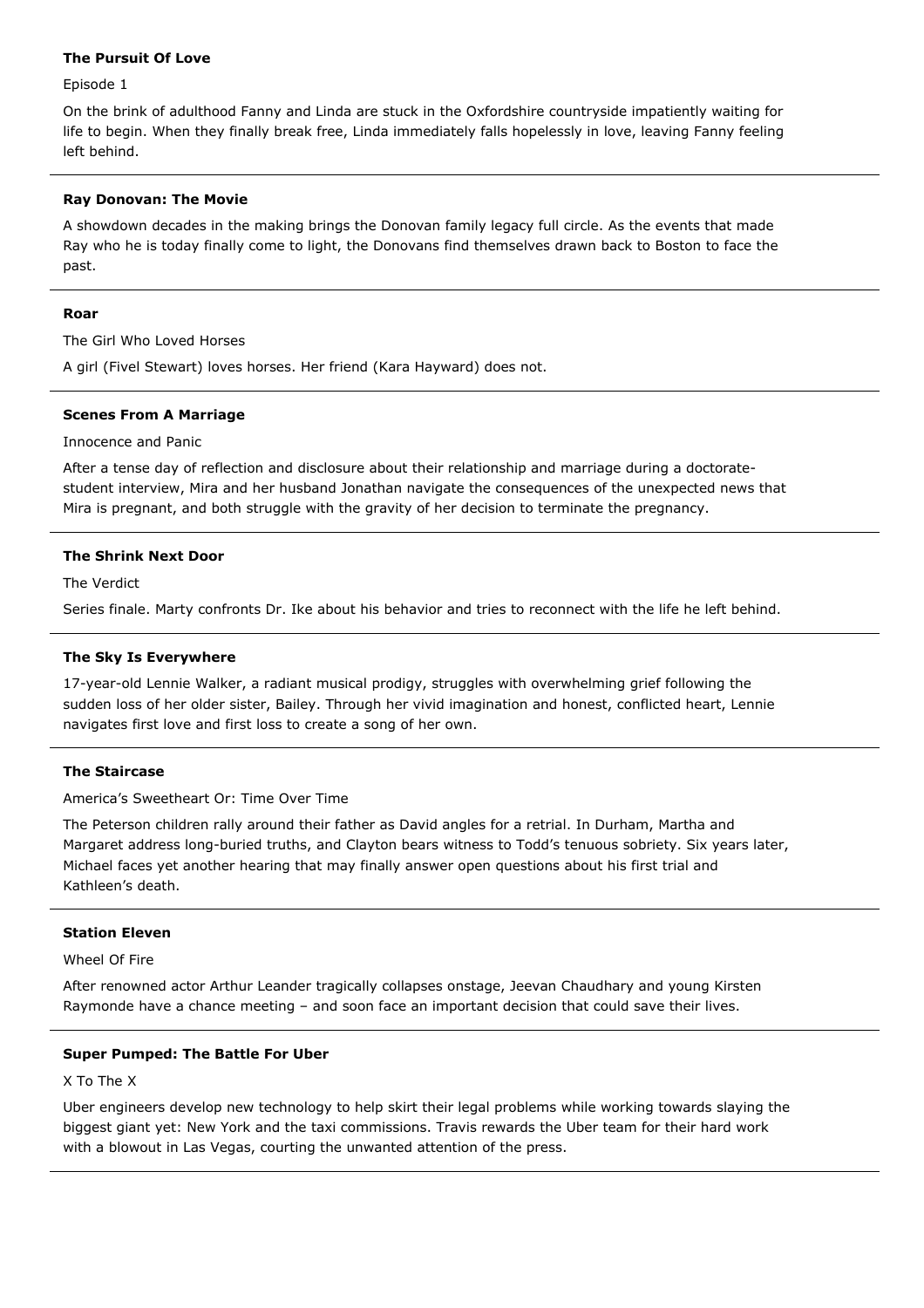**The Pursuit Of Love**

Episode 1

On the brink of adulthood Fanny and Linda are stuck in the Oxfordshire countryside impatiently waiting for life to begin. When they finally break free, Linda immediately falls hopelessly in love, leaving Fanny feeling left behind.

---

**Ray Donovan: The Movie**

A showdown decades in the making brings the Donovan family legacy full circle. As the events that made Ray who he is today finally come to light, the Donovans find themselves drawn back to Boston to face the past.

---

**Roar**

The Girl Who Loved Horses

A girl (Fivel Stewart) loves horses. Her friend (Kara Hayward) does not.

---

**Scenes From A Marriage**

Innocence and Panic

After a tense day of reflection and disclosure about their relationship and marriage during a doctorate-student interview, Mira and her husband Jonathan navigate the consequences of the unexpected news that Mira is pregnant, and both struggle with the gravity of her decision to terminate the pregnancy.

---

**The Shrink Next Door**

The Verdict

Series finale. Marty confronts Dr. Ike about his behavior and tries to reconnect with the life he left behind.

---

**The Sky Is Everywhere**

17-year-old Lennie Walker, a radiant musical prodigy, struggles with overwhelming grief following the sudden loss of her older sister, Bailey. Through her vivid imagination and honest, conflicted heart, Lennie navigates first love and first loss to create a song of her own.

---

**The Staircase**

America's Sweetheart Or: Time Over Time

The Peterson children rally around their father as David angles for a retrial. In Durham, Martha and Margaret address long-buried truths, and Clayton bears witness to Todd's tenuous sobriety. Six years later, Michael faces yet another hearing that may finally answer open questions about his first trial and Kathleen's death.

---

**Station Eleven**

Wheel Of Fire

After renowned actor Arthur Leander tragically collapses onstage, Jeevan Chaudhary and young Kirsten Raymonde have a chance meeting – and soon face an important decision that could save their lives.

---

**Super Pumped: The Battle For Uber**

X To The X

Uber engineers develop new technology to help skirt their legal problems while working towards slaying the biggest giant yet: New York and the taxi commissions. Travis rewards the Uber team for their hard work with a blowout in Las Vegas, courting the unwanted attention of the press.

---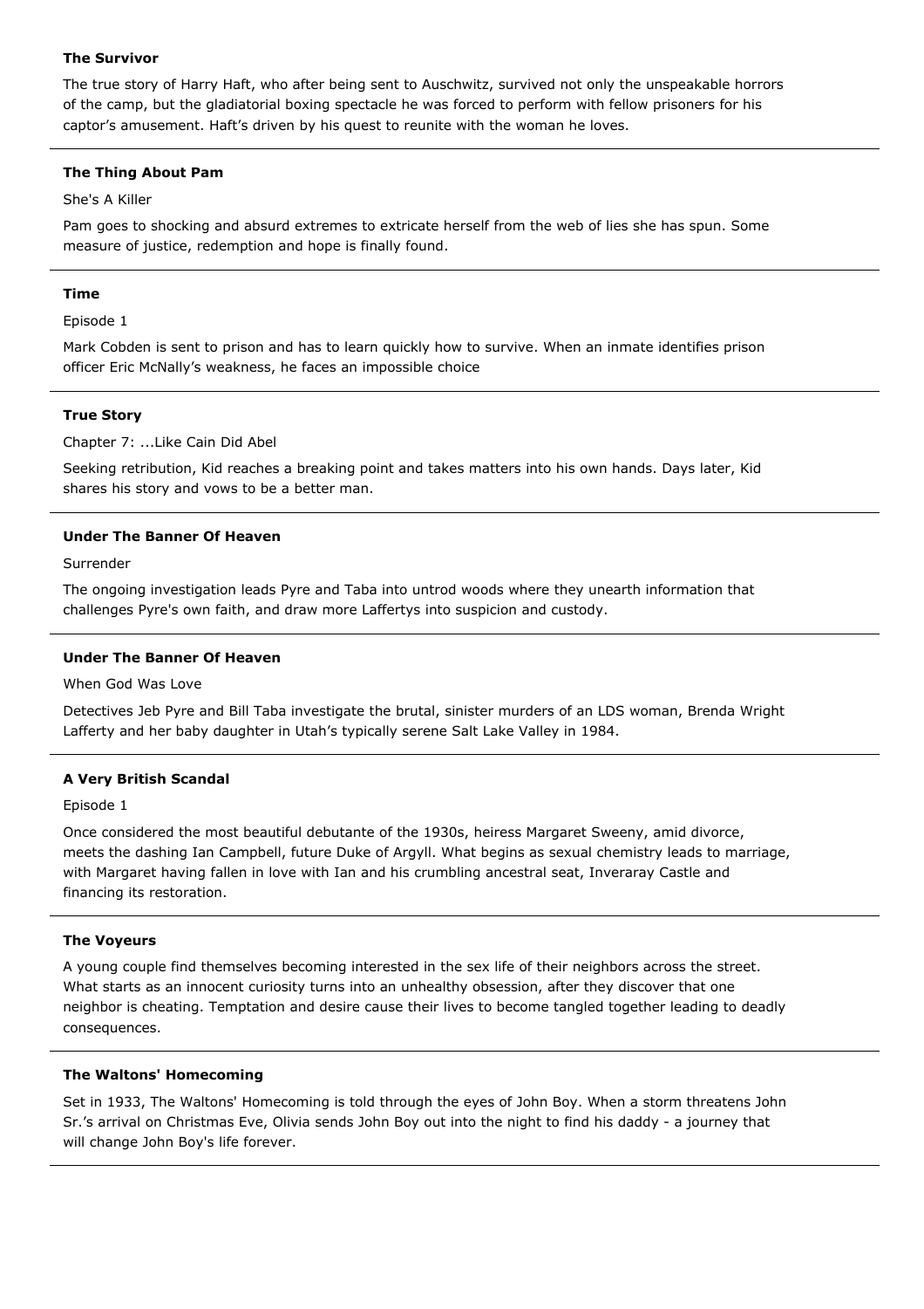**The Survivor**

The true story of Harry Haft, who after being sent to Auschwitz, survived not only the unspeakable horrors of the camp, but the gladiatorial boxing spectacle he was forced to perform with fellow prisoners for his captor's amusement. Haft's driven by his quest to reunite with the woman he loves.

---

**The Thing About Pam**

She's A Killer

Pam goes to shocking and absurd extremes to extricate herself from the web of lies she has spun. Some measure of justice, redemption and hope is finally found.

---

**Time**

Episode 1

Mark Cobden is sent to prison and has to learn quickly how to survive. When an inmate identifies prison officer Eric McNally's weakness, he faces an impossible choice

---

**True Story**

Chapter 7: ...Like Cain Did Abel

Seeking retribution, Kid reaches a breaking point and takes matters into his own hands. Days later, Kid shares his story and vows to be a better man.

---

**Under The Banner Of Heaven**

Surrender

The ongoing investigation leads Pyre and Taba into untrod woods where they unearth information that challenges Pyre's own faith, and draw more Laffertys into suspicion and custody.

---

**Under The Banner Of Heaven**

When God Was Love

Detectives Jeb Pyre and Bill Taba investigate the brutal, sinister murders of an LDS woman, Brenda Wright Lafferty and her baby daughter in Utah's typically serene Salt Lake Valley in 1984.

---

**A Very British Scandal**

Episode 1

Once considered the most beautiful debutante of the 1930s, heiress Margaret Sweeny, amid divorce, meets the dashing Ian Campbell, future Duke of Argyll. What begins as sexual chemistry leads to marriage, with Margaret having fallen in love with Ian and his crumbling ancestral seat, Inveraray Castle and financing its restoration.

---

**The Voyeurs**

A young couple find themselves becoming interested in the sex life of their neighbors across the street. What starts as an innocent curiosity turns into an unhealthy obsession, after they discover that one neighbor is cheating. Temptation and desire cause their lives to become tangled together leading to deadly consequences.

---

**The Waltons' Homecoming**

Set in 1933, The Waltons' Homecoming is told through the eyes of John Boy. When a storm threatens John Sr.'s arrival on Christmas Eve, Olivia sends John Boy out into the night to find his daddy - a journey that will change John Boy's life forever.

---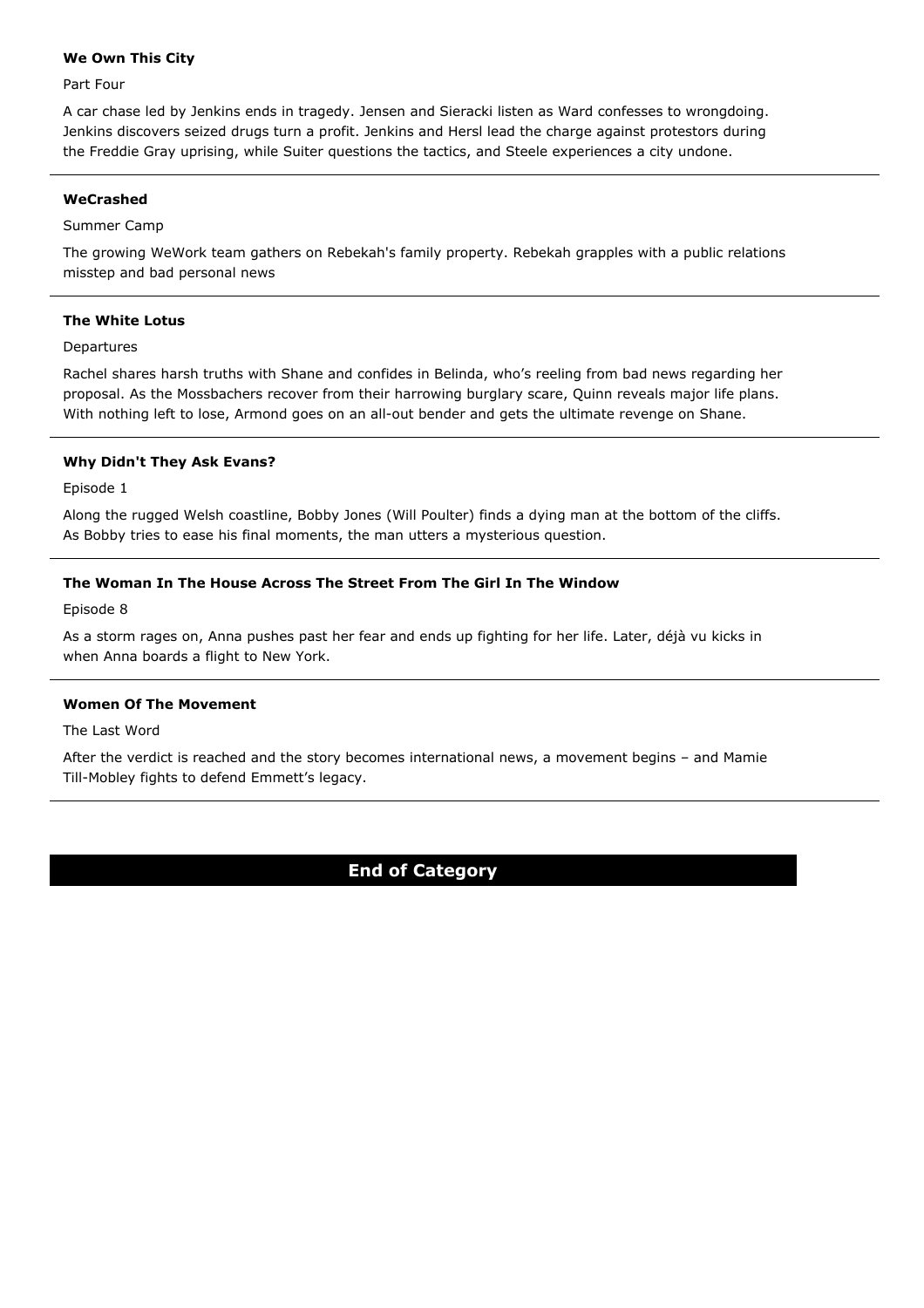**We Own This City**

Part Four

A car chase led by Jenkins ends in tragedy. Jensen and Sieracki listen as Ward confesses to wrongdoing. Jenkins discovers seized drugs turn a profit. Jenkins and Hersl lead the charge against protestors during the Freddie Gray uprising, while Suiter questions the tactics, and Steele experiences a city undone.

---

**WeCrashed**

Summer Camp

The growing WeWork team gathers on Rebekah's family property. Rebekah grapples with a public relations misstep and bad personal news

---

**The White Lotus**

Departures

Rachel shares harsh truths with Shane and confides in Belinda, who's reeling from bad news regarding her proposal. As the Mossbachers recover from their harrowing burglary scare, Quinn reveals major life plans. With nothing left to lose, Armond goes on an all-out bender and gets the ultimate revenge on Shane.

---

**Why Didn't They Ask Evans?**

Episode 1

Along the rugged Welsh coastline, Bobby Jones (Will Poulter) finds a dying man at the bottom of the cliffs. As Bobby tries to ease his final moments, the man utters a mysterious question.

---

**The Woman In The House Across The Street From The Girl In The Window**

Episode 8

As a storm rages on, Anna pushes past her fear and ends up fighting for her life. Later, déjà vu kicks in when Anna boards a flight to New York.

---

**Women Of The Movement**

The Last Word

After the verdict is reached and the story becomes international news, a movement begins – and Mamie Till-Mobley fights to defend Emmett's legacy.

---

**End of Category**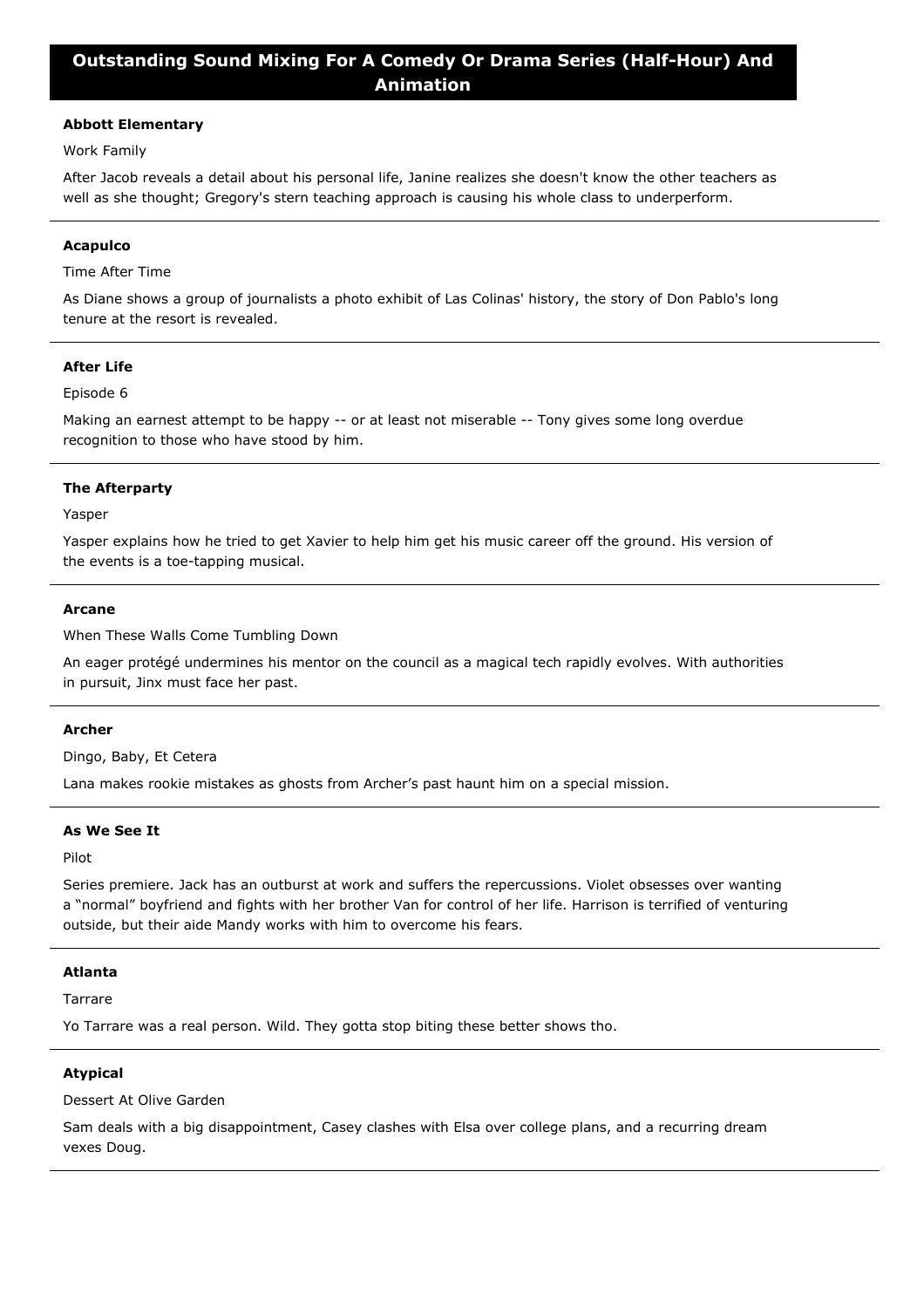# Outstanding Sound Mixing For A Comedy Or Drama Series (Half-Hour) And Animation

**Abbott Elementary**

Work Family

After Jacob reveals a detail about his personal life, Janine realizes she doesn't know the other teachers as well as she thought; Gregory's stern teaching approach is causing his whole class to underperform.

---

**Acapulco**

Time After Time

As Diane shows a group of journalists a photo exhibit of Las Colinas' history, the story of Don Pablo's long tenure at the resort is revealed.

---

**After Life**

Episode 6

Making an earnest attempt to be happy -- or at least not miserable -- Tony gives some long overdue recognition to those who have stood by him.

---

**The Afterparty**

Yasper

Yasper explains how he tried to get Xavier to help him get his music career off the ground. His version of the events is a toe-tapping musical.

---

**Arcane**

When These Walls Come Tumbling Down

An eager protégé undermines his mentor on the council as a magical tech rapidly evolves. With authorities in pursuit, Jinx must face her past.

---

**Archer**

Dingo, Baby, Et Cetera

Lana makes rookie mistakes as ghosts from Archer's past haunt him on a special mission.

---

**As We See It**

Pilot

Series premiere. Jack has an outburst at work and suffers the repercussions. Violet obsesses over wanting a "normal" boyfriend and fights with her brother Van for control of her life. Harrison is terrified of venturing outside, but their aide Mandy works with him to overcome his fears.

---

**Atlanta**

Tarrare

Yo Tarrare was a real person. Wild. They gotta stop biting these better shows tho.

---

**Atypical**

Dessert At Olive Garden

Sam deals with a big disappointment, Casey clashes with Elsa over college plans, and a recurring dream vexes Doug.

---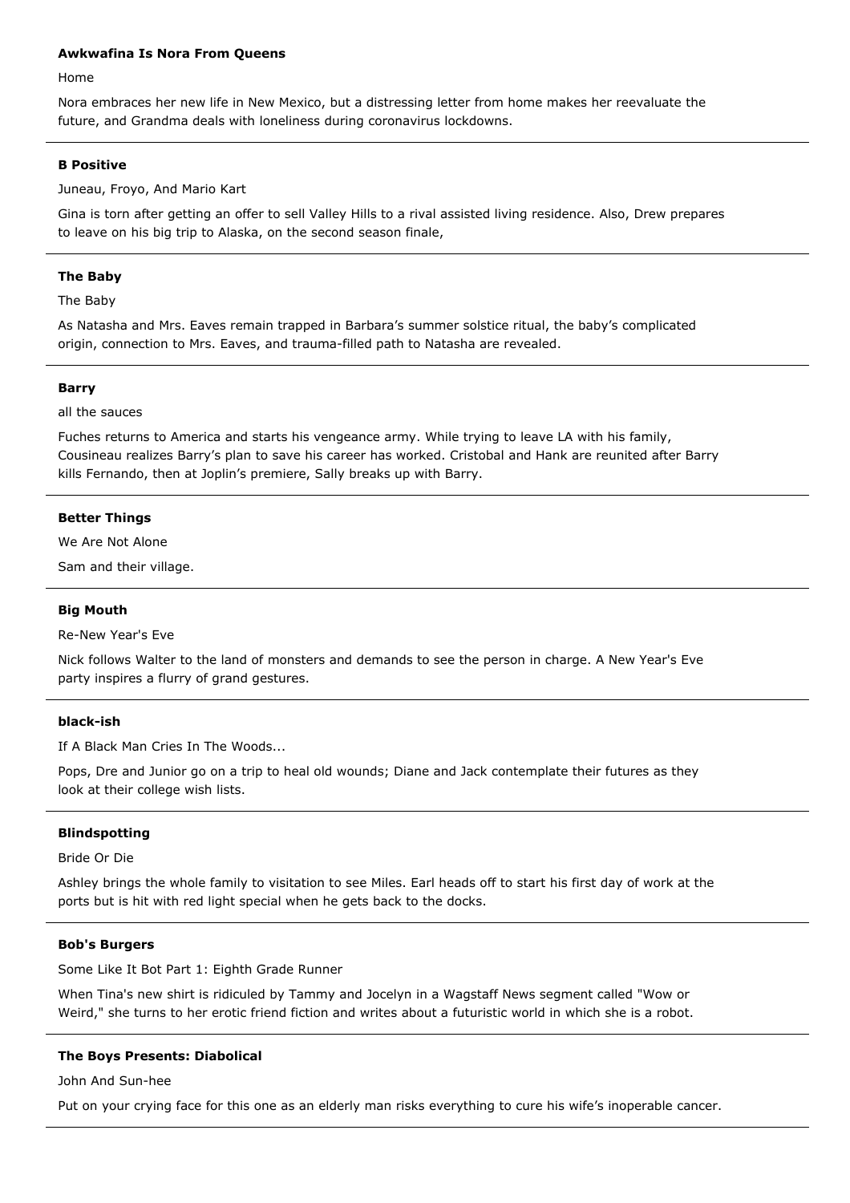**Awkwafina Is Nora From Queens**

Home

Nora embraces her new life in New Mexico, but a distressing letter from home makes her reevaluate the future, and Grandma deals with loneliness during coronavirus lockdowns.

---

**B Positive**

Juneau, Froyo, And Mario Kart

Gina is torn after getting an offer to sell Valley Hills to a rival assisted living residence. Also, Drew prepares to leave on his big trip to Alaska, on the second season finale,

---

**The Baby**

The Baby

As Natasha and Mrs. Eaves remain trapped in Barbara's summer solstice ritual, the baby's complicated origin, connection to Mrs. Eaves, and trauma-filled path to Natasha are revealed.

---

**Barry**

all the sauces

Fuches returns to America and starts his vengeance army. While trying to leave LA with his family, Cousineau realizes Barry's plan to save his career has worked. Cristobal and Hank are reunited after Barry kills Fernando, then at Joplin's premiere, Sally breaks up with Barry.

---

**Better Things**

We Are Not Alone

Sam and their village.

---

**Big Mouth**

Re-New Year's Eve

Nick follows Walter to the land of monsters and demands to see the person in charge. A New Year's Eve party inspires a flurry of grand gestures.

---

**black-ish**

If A Black Man Cries In The Woods...

Pops, Dre and Junior go on a trip to heal old wounds; Diane and Jack contemplate their futures as they look at their college wish lists.

---

**Blindspotting**

Bride Or Die

Ashley brings the whole family to visitation to see Miles. Earl heads off to start his first day of work at the ports but is hit with red light special when he gets back to the docks.

---

**Bob's Burgers**

Some Like It Bot Part 1: Eighth Grade Runner

When Tina's new shirt is ridiculed by Tammy and Jocelyn in a Wagstaff News segment called "Wow or Weird," she turns to her erotic friend fiction and writes about a futuristic world in which she is a robot.

---

**The Boys Presents: Diabolical**

John And Sun-hee

Put on your crying face for this one as an elderly man risks everything to cure his wife's inoperable cancer.

---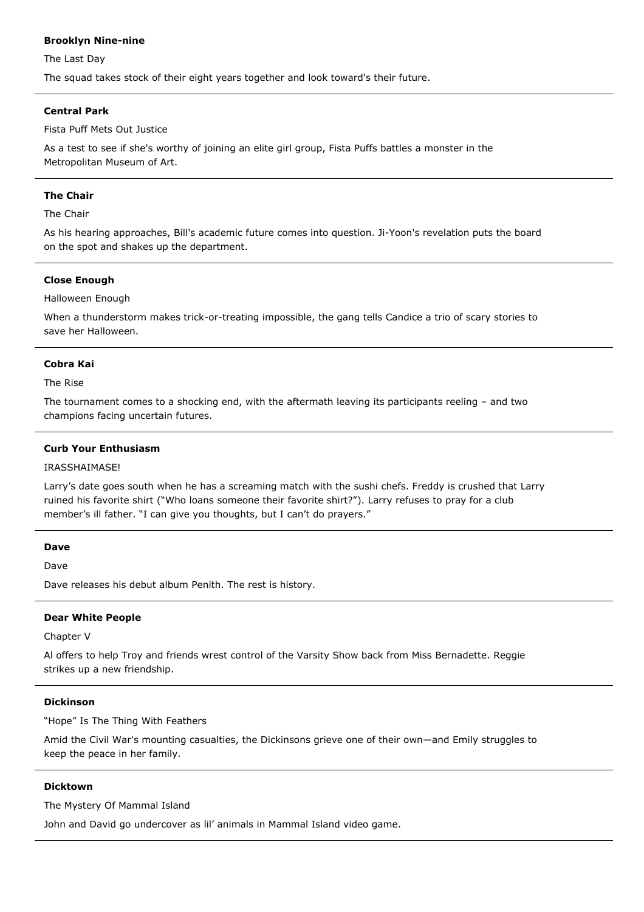**Brooklyn Nine-nine**

The Last Day

The squad takes stock of their eight years together and look toward's their future.

---

**Central Park**

Fista Puff Mets Out Justice

As a test to see if she's worthy of joining an elite girl group, Fista Puffs battles a monster in the Metropolitan Museum of Art.

---

**The Chair**

The Chair

As his hearing approaches, Bill's academic future comes into question. Ji-Yoon's revelation puts the board on the spot and shakes up the department.

---

**Close Enough**

Halloween Enough

When a thunderstorm makes trick-or-treating impossible, the gang tells Candice a trio of scary stories to save her Halloween.

---

**Cobra Kai**

The Rise

The tournament comes to a shocking end, with the aftermath leaving its participants reeling – and two champions facing uncertain futures.

---

**Curb Your Enthusiasm**

IRASSHAIMASE!

Larry's date goes south when he has a screaming match with the sushi chefs. Freddy is crushed that Larry ruined his favorite shirt ("Who loans someone their favorite shirt?"). Larry refuses to pray for a club member's ill father. "I can give you thoughts, but I can't do prayers."

---

**Dave**

Dave

Dave releases his debut album Penith. The rest is history.

---

**Dear White People**

Chapter V

Al offers to help Troy and friends wrest control of the Varsity Show back from Miss Bernadette. Reggie strikes up a new friendship.

---

**Dickinson**

"Hope" Is The Thing With Feathers

Amid the Civil War's mounting casualties, the Dickinsons grieve one of their own—and Emily struggles to keep the peace in her family.

---

**Dicktown**

The Mystery Of Mammal Island

John and David go undercover as lil' animals in Mammal Island video game.

---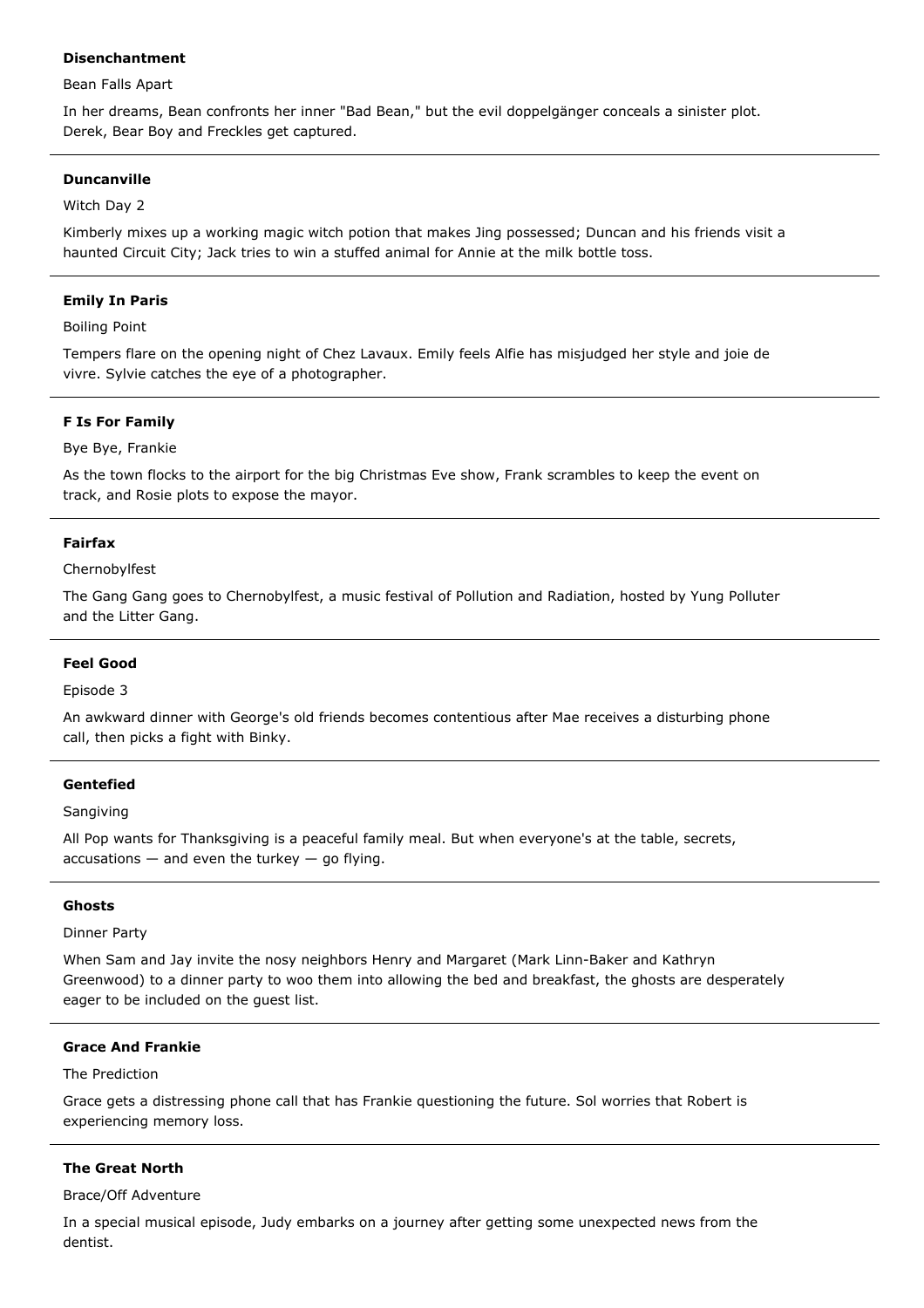**Disenchantment**

Bean Falls Apart

In her dreams, Bean confronts her inner "Bad Bean," but the evil doppelgänger conceals a sinister plot. Derek, Bear Boy and Freckles get captured.

---

**Duncanville**

Witch Day 2

Kimberly mixes up a working magic witch potion that makes Jing possessed; Duncan and his friends visit a haunted Circuit City; Jack tries to win a stuffed animal for Annie at the milk bottle toss.

---

**Emily In Paris**

Boiling Point

Tempers flare on the opening night of Chez Lavaux. Emily feels Alfie has misjudged her style and joie de vivre. Sylvie catches the eye of a photographer.

---

**F Is For Family**

Bye Bye, Frankie

As the town flocks to the airport for the big Christmas Eve show, Frank scrambles to keep the event on track, and Rosie plots to expose the mayor.

---

**Fairfax**

Chernobylfest

The Gang Gang goes to Chernobylfest, a music festival of Pollution and Radiation, hosted by Yung Polluter and the Litter Gang.

---

**Feel Good**

Episode 3

An awkward dinner with George's old friends becomes contentious after Mae receives a disturbing phone call, then picks a fight with Binky.

---

**Gentefied**

Sangiving

All Pop wants for Thanksgiving is a peaceful family meal. But when everyone's at the table, secrets, accusations — and even the turkey — go flying.

---

**Ghosts**

Dinner Party

When Sam and Jay invite the nosy neighbors Henry and Margaret (Mark Linn-Baker and Kathryn Greenwood) to a dinner party to woo them into allowing the bed and breakfast, the ghosts are desperately eager to be included on the guest list.

---

**Grace And Frankie**

The Prediction

Grace gets a distressing phone call that has Frankie questioning the future. Sol worries that Robert is experiencing memory loss.

---

**The Great North**

Brace/Off Adventure

In a special musical episode, Judy embarks on a journey after getting some unexpected news from the dentist.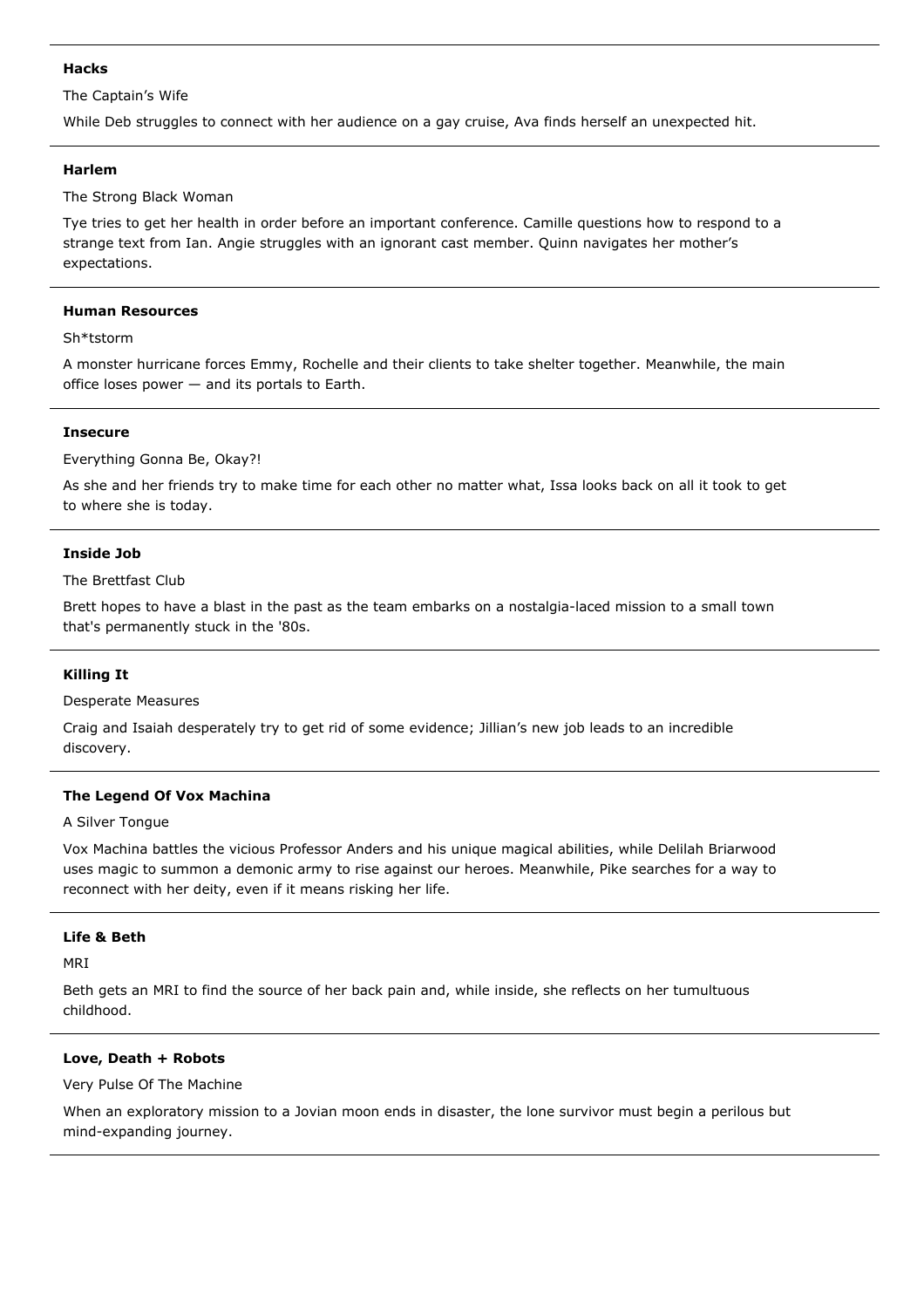---

**Hacks**

The Captain's Wife

While Deb struggles to connect with her audience on a gay cruise, Ava finds herself an unexpected hit.

---

**Harlem**

The Strong Black Woman

Tye tries to get her health in order before an important conference. Camille questions how to respond to a strange text from Ian. Angie struggles with an ignorant cast member. Quinn navigates her mother's expectations.

---

**Human Resources**

Sh*tstorm

A monster hurricane forces Emmy, Rochelle and their clients to take shelter together. Meanwhile, the main office loses power — and its portals to Earth.

---

**Insecure**

Everything Gonna Be, Okay?!

As she and her friends try to make time for each other no matter what, Issa looks back on all it took to get to where she is today.

---

**Inside Job**

The Brettfast Club

Brett hopes to have a blast in the past as the team embarks on a nostalgia-laced mission to a small town that's permanently stuck in the '80s.

---

**Killing It**

Desperate Measures

Craig and Isaiah desperately try to get rid of some evidence; Jillian's new job leads to an incredible discovery.

---

**The Legend Of Vox Machina**

A Silver Tongue

Vox Machina battles the vicious Professor Anders and his unique magical abilities, while Delilah Briarwood uses magic to summon a demonic army to rise against our heroes. Meanwhile, Pike searches for a way to reconnect with her deity, even if it means risking her life.

---

**Life & Beth**

MRI

Beth gets an MRI to find the source of her back pain and, while inside, she reflects on her tumultuous childhood.

---

**Love, Death + Robots**

Very Pulse Of The Machine

When an exploratory mission to a Jovian moon ends in disaster, the lone survivor must begin a perilous but mind-expanding journey.

---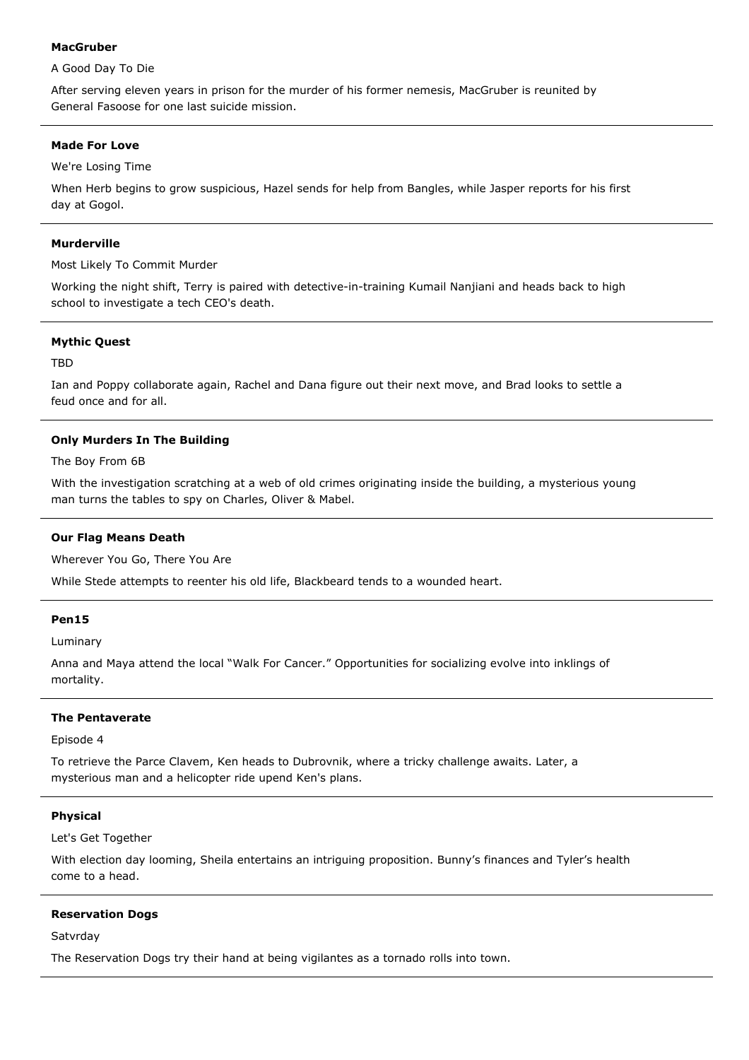**MacGruber**

A Good Day To Die

After serving eleven years in prison for the murder of his former nemesis, MacGruber is reunited by General Fasoose for one last suicide mission.

---

**Made For Love**

We're Losing Time

When Herb begins to grow suspicious, Hazel sends for help from Bangles, while Jasper reports for his first day at Gogol.

---

**Murderville**

Most Likely To Commit Murder

Working the night shift, Terry is paired with detective-in-training Kumail Nanjiani and heads back to high school to investigate a tech CEO's death.

---

**Mythic Quest**

TBD

Ian and Poppy collaborate again, Rachel and Dana figure out their next move, and Brad looks to settle a feud once and for all.

---

**Only Murders In The Building**

The Boy From 6B

With the investigation scratching at a web of old crimes originating inside the building, a mysterious young man turns the tables to spy on Charles, Oliver & Mabel.

---

**Our Flag Means Death**

Wherever You Go, There You Are

While Stede attempts to reenter his old life, Blackbeard tends to a wounded heart.

---

**Pen15**

Luminary

Anna and Maya attend the local "Walk For Cancer." Opportunities for socializing evolve into inklings of mortality.

---

**The Pentaverate**

Episode 4

To retrieve the Parce Clavem, Ken heads to Dubrovnik, where a tricky challenge awaits. Later, a mysterious man and a helicopter ride upend Ken's plans.

---

**Physical**

Let's Get Together

With election day looming, Sheila entertains an intriguing proposition. Bunny's finances and Tyler's health come to a head.

---

**Reservation Dogs**

Satvrday

The Reservation Dogs try their hand at being vigilantes as a tornado rolls into town.

---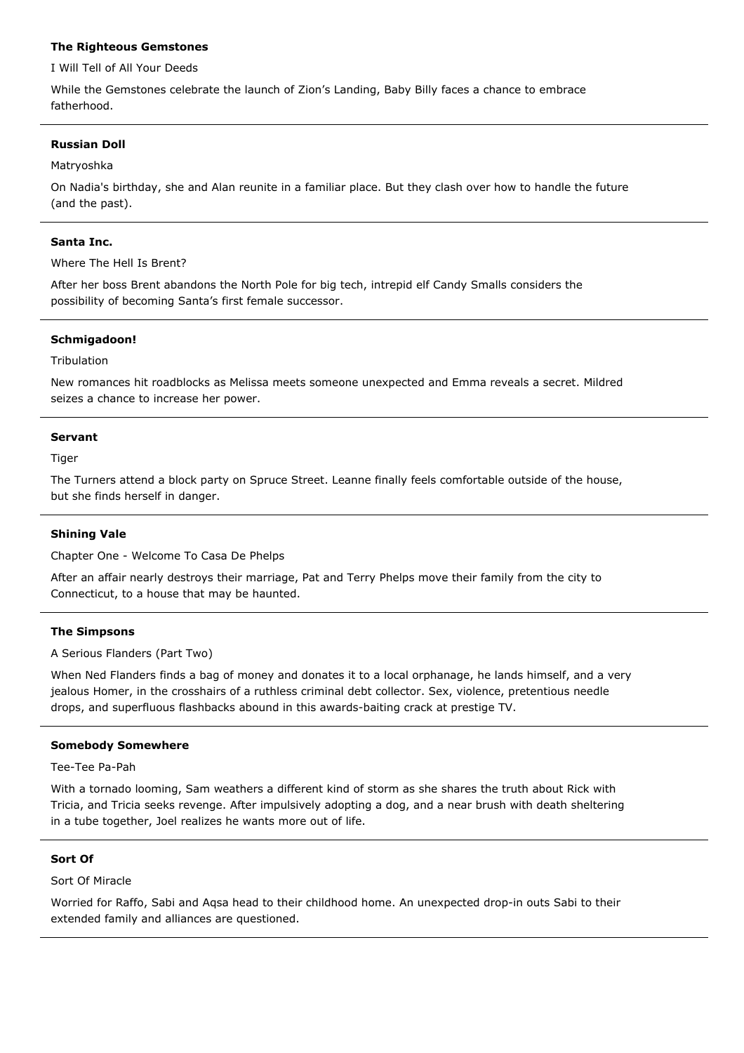**The Righteous Gemstones**

I Will Tell of All Your Deeds

While the Gemstones celebrate the launch of Zion's Landing, Baby Billy faces a chance to embrace fatherhood.

---

**Russian Doll**

Matryoshka

On Nadia's birthday, she and Alan reunite in a familiar place. But they clash over how to handle the future (and the past).

---

**Santa Inc.**

Where The Hell Is Brent?

After her boss Brent abandons the North Pole for big tech, intrepid elf Candy Smalls considers the possibility of becoming Santa's first female successor.

---

**Schmigadoon!**

Tribulation

New romances hit roadblocks as Melissa meets someone unexpected and Emma reveals a secret. Mildred seizes a chance to increase her power.

---

**Servant**

Tiger

The Turners attend a block party on Spruce Street. Leanne finally feels comfortable outside of the house, but she finds herself in danger.

---

**Shining Vale**

Chapter One - Welcome To Casa De Phelps

After an affair nearly destroys their marriage, Pat and Terry Phelps move their family from the city to Connecticut, to a house that may be haunted.

---

**The Simpsons**

A Serious Flanders (Part Two)

When Ned Flanders finds a bag of money and donates it to a local orphanage, he lands himself, and a very jealous Homer, in the crosshairs of a ruthless criminal debt collector. Sex, violence, pretentious needle drops, and superfluous flashbacks abound in this awards-baiting crack at prestige TV.

---

**Somebody Somewhere**

Tee-Tee Pa-Pah

With a tornado looming, Sam weathers a different kind of storm as she shares the truth about Rick with Tricia, and Tricia seeks revenge. After impulsively adopting a dog, and a near brush with death sheltering in a tube together, Joel realizes he wants more out of life.

---

**Sort Of**

Sort Of Miracle

Worried for Raffo, Sabi and Aqsa head to their childhood home. An unexpected drop-in outs Sabi to their extended family and alliances are questioned.

---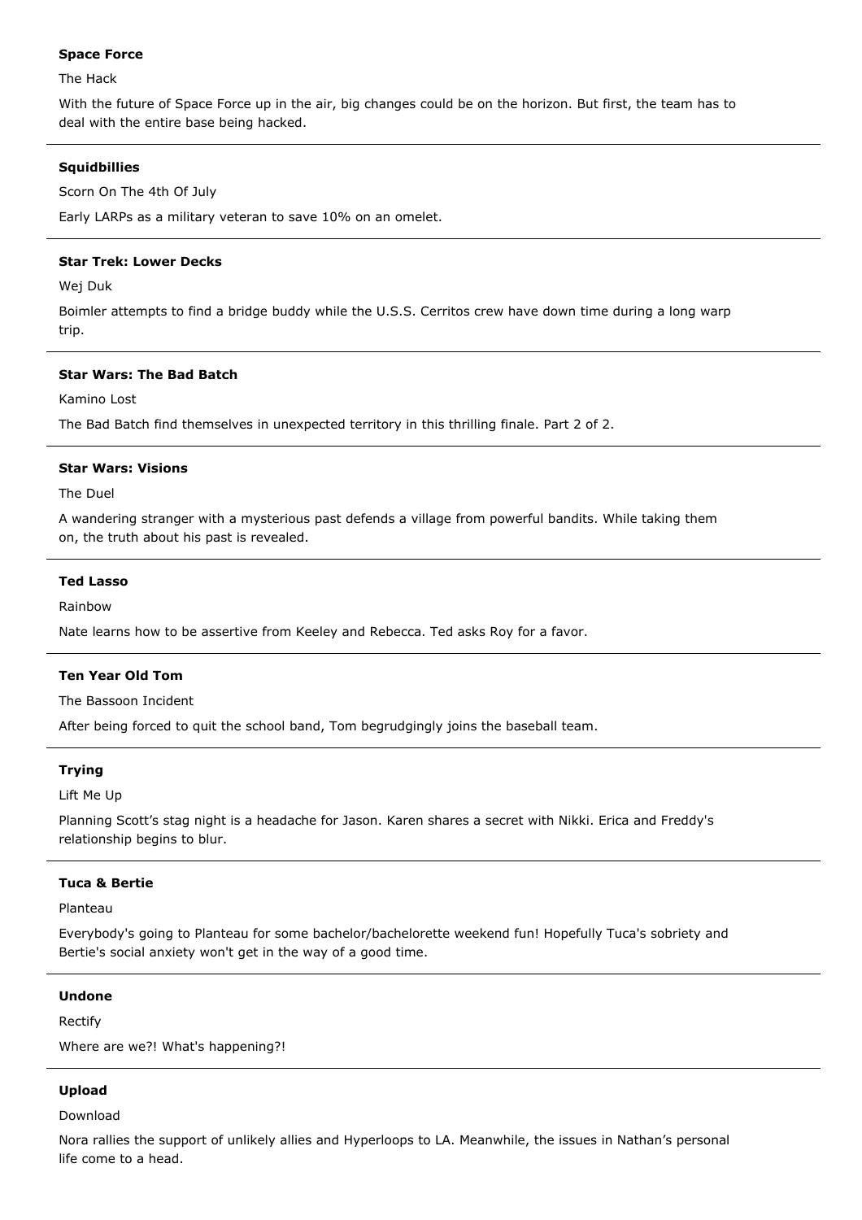**Space Force**

The Hack

With the future of Space Force up in the air, big changes could be on the horizon. But first, the team has to deal with the entire base being hacked.

---

**Squidbillies**

Scorn On The 4th Of July

Early LARPs as a military veteran to save 10% on an omelet.

---

**Star Trek: Lower Decks**

Wej Duk

Boimler attempts to find a bridge buddy while the U.S.S. Cerritos crew have down time during a long warp trip.

---

**Star Wars: The Bad Batch**

Kamino Lost

The Bad Batch find themselves in unexpected territory in this thrilling finale. Part 2 of 2.

---

**Star Wars: Visions**

The Duel

A wandering stranger with a mysterious past defends a village from powerful bandits. While taking them on, the truth about his past is revealed.

---

**Ted Lasso**

Rainbow

Nate learns how to be assertive from Keeley and Rebecca. Ted asks Roy for a favor.

---

**Ten Year Old Tom**

The Bassoon Incident

After being forced to quit the school band, Tom begrudgingly joins the baseball team.

---

**Trying**

Lift Me Up

Planning Scott's stag night is a headache for Jason. Karen shares a secret with Nikki. Erica and Freddy's relationship begins to blur.

---

**Tuca & Bertie**

Planteau

Everybody's going to Planteau for some bachelor/bachelorette weekend fun! Hopefully Tuca's sobriety and Bertie's social anxiety won't get in the way of a good time.

---

**Undone**

Rectify

Where are we?! What's happening?!

---

**Upload**

Download

Nora rallies the support of unlikely allies and Hyperloops to LA. Meanwhile, the issues in Nathan's personal life come to a head.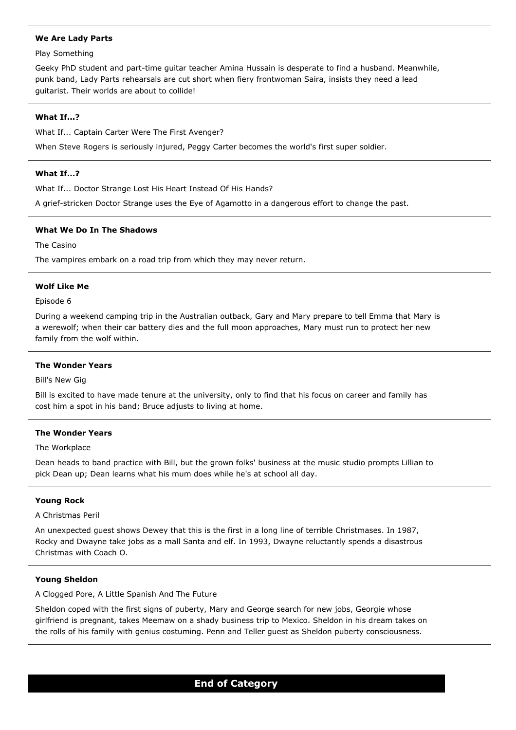---

**We Are Lady Parts**

Play Something

Geeky PhD student and part-time guitar teacher Amina Hussain is desperate to find a husband. Meanwhile, punk band, Lady Parts rehearsals are cut short when fiery frontwoman Saira, insists they need a lead guitarist. Their worlds are about to collide!

---

**What If...?**

What If... Captain Carter Were The First Avenger?

When Steve Rogers is seriously injured, Peggy Carter becomes the world's first super soldier.

---

**What If...?**

What If... Doctor Strange Lost His Heart Instead Of His Hands?

A grief-stricken Doctor Strange uses the Eye of Agamotto in a dangerous effort to change the past.

---

**What We Do In The Shadows**

The Casino

The vampires embark on a road trip from which they may never return.

---

**Wolf Like Me**

Episode 6

During a weekend camping trip in the Australian outback, Gary and Mary prepare to tell Emma that Mary is a werewolf; when their car battery dies and the full moon approaches, Mary must run to protect her new family from the wolf within.

---

**The Wonder Years**

Bill's New Gig

Bill is excited to have made tenure at the university, only to find that his focus on career and family has cost him a spot in his band; Bruce adjusts to living at home.

---

**The Wonder Years**

The Workplace

Dean heads to band practice with Bill, but the grown folks' business at the music studio prompts Lillian to pick Dean up; Dean learns what his mum does while he's at school all day.

---

**Young Rock**

A Christmas Peril

An unexpected guest shows Dewey that this is the first in a long line of terrible Christmases. In 1987, Rocky and Dwayne take jobs as a mall Santa and elf. In 1993, Dwayne reluctantly spends a disastrous Christmas with Coach O.

---

**Young Sheldon**

A Clogged Pore, A Little Spanish And The Future

Sheldon coped with the first signs of puberty, Mary and George search for new jobs, Georgie whose girlfriend is pregnant, takes Meemaw on a shady business trip to Mexico. Sheldon in his dream takes on the rolls of his family with genius costuming. Penn and Teller guest as Sheldon puberty consciousness.

---

**End of Category**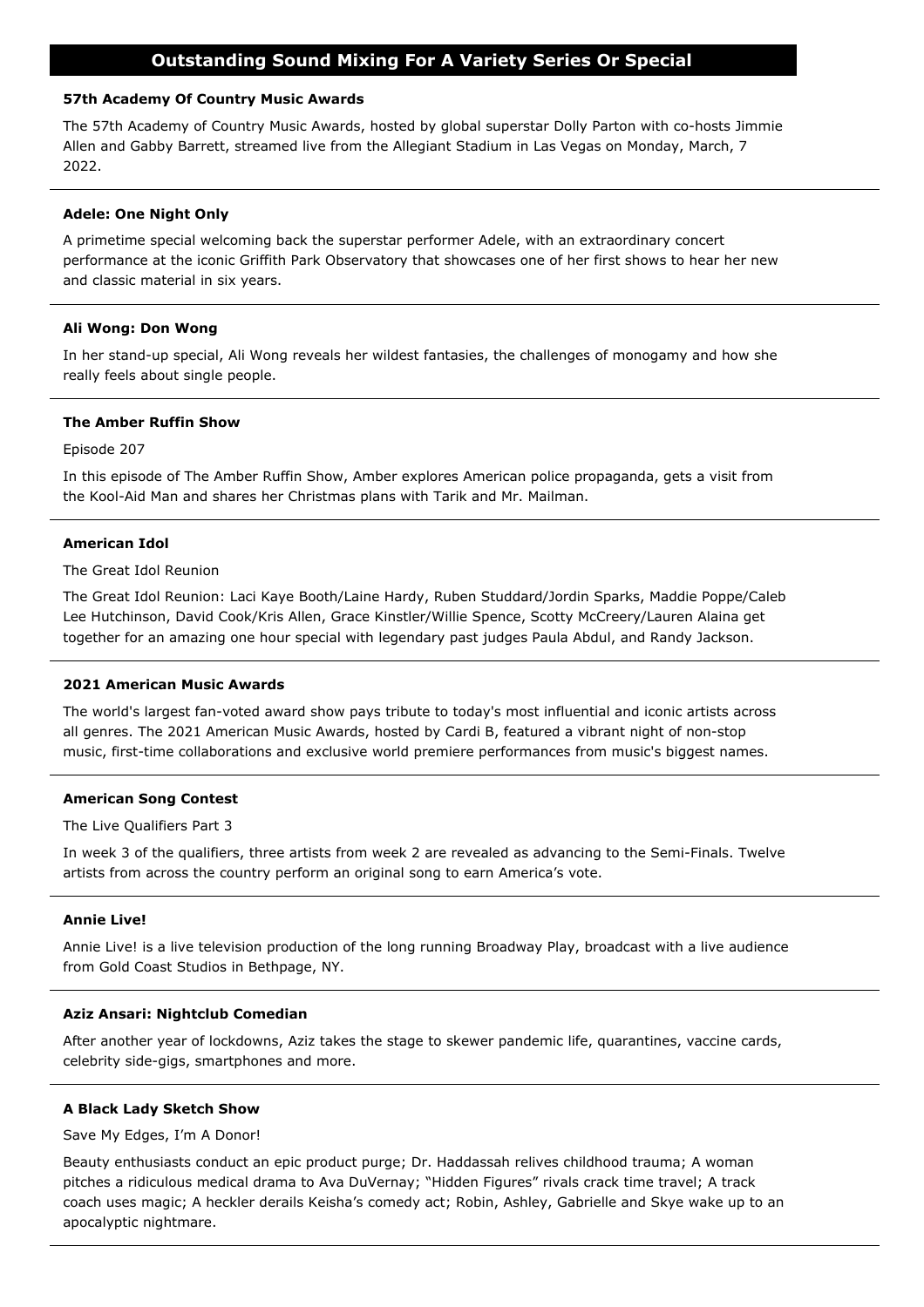# Outstanding Sound Mixing For A Variety Series Or Special

**57th Academy Of Country Music Awards**

The 57th Academy of Country Music Awards, hosted by global superstar Dolly Parton with co-hosts Jimmie Allen and Gabby Barrett, streamed live from the Allegiant Stadium in Las Vegas on Monday, March, 7 2022.

---

**Adele: One Night Only**

A primetime special welcoming back the superstar performer Adele, with an extraordinary concert performance at the iconic Griffith Park Observatory that showcases one of her first shows to hear her new and classic material in six years.

---

**Ali Wong: Don Wong**

In her stand-up special, Ali Wong reveals her wildest fantasies, the challenges of monogamy and how she really feels about single people.

---

**The Amber Ruffin Show**

Episode 207

In this episode of The Amber Ruffin Show, Amber explores American police propaganda, gets a visit from the Kool-Aid Man and shares her Christmas plans with Tarik and Mr. Mailman.

---

**American Idol**

The Great Idol Reunion

The Great Idol Reunion: Laci Kaye Booth/Laine Hardy, Ruben Studdard/Jordin Sparks, Maddie Poppe/Caleb Lee Hutchinson, David Cook/Kris Allen, Grace Kinstler/Willie Spence, Scotty McCreery/Lauren Alaina get together for an amazing one hour special with legendary past judges Paula Abdul, and Randy Jackson.

---

**2021 American Music Awards**

The world's largest fan-voted award show pays tribute to today's most influential and iconic artists across all genres. The 2021 American Music Awards, hosted by Cardi B, featured a vibrant night of non-stop music, first-time collaborations and exclusive world premiere performances from music's biggest names.

---

**American Song Contest**

The Live Qualifiers Part 3

In week 3 of the qualifiers, three artists from week 2 are revealed as advancing to the Semi-Finals. Twelve artists from across the country perform an original song to earn America's vote.

---

**Annie Live!**

Annie Live! is a live television production of the long running Broadway Play, broadcast with a live audience from Gold Coast Studios in Bethpage, NY.

---

**Aziz Ansari: Nightclub Comedian**

After another year of lockdowns, Aziz takes the stage to skewer pandemic life, quarantines, vaccine cards, celebrity side-gigs, smartphones and more.

---

**A Black Lady Sketch Show**

Save My Edges, I'm A Donor!

Beauty enthusiasts conduct an epic product purge; Dr. Haddassah relives childhood trauma; A woman pitches a ridiculous medical drama to Ava DuVernay; "Hidden Figures" rivals crack time travel; A track coach uses magic; A heckler derails Keisha's comedy act; Robin, Ashley, Gabrielle and Skye wake up to an apocalyptic nightmare.

---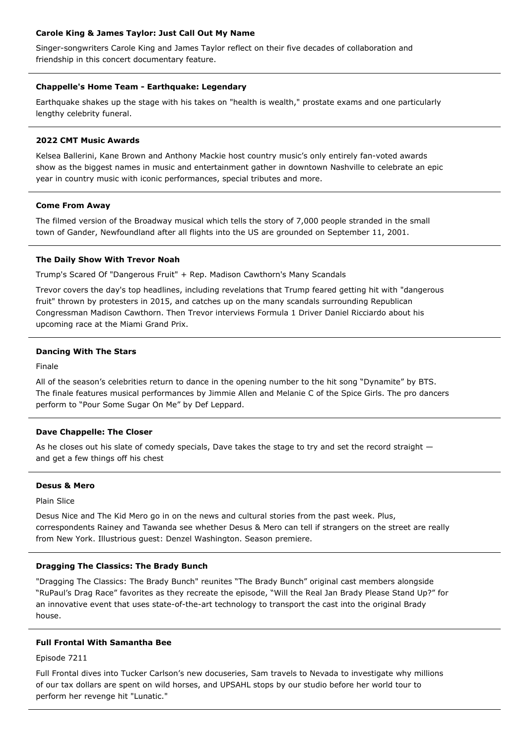**Carole King & James Taylor: Just Call Out My Name**

Singer-songwriters Carole King and James Taylor reflect on their five decades of collaboration and friendship in this concert documentary feature.

---

**Chappelle's Home Team - Earthquake: Legendary**

Earthquake shakes up the stage with his takes on "health is wealth," prostate exams and one particularly lengthy celebrity funeral.

---

**2022 CMT Music Awards**

Kelsea Ballerini, Kane Brown and Anthony Mackie host country music's only entirely fan-voted awards show as the biggest names in music and entertainment gather in downtown Nashville to celebrate an epic year in country music with iconic performances, special tributes and more.

---

**Come From Away**

The filmed version of the Broadway musical which tells the story of 7,000 people stranded in the small town of Gander, Newfoundland after all flights into the US are grounded on September 11, 2001.

---

**The Daily Show With Trevor Noah**

Trump's Scared Of "Dangerous Fruit" + Rep. Madison Cawthorn's Many Scandals

Trevor covers the day's top headlines, including revelations that Trump feared getting hit with "dangerous fruit" thrown by protesters in 2015, and catches up on the many scandals surrounding Republican Congressman Madison Cawthorn. Then Trevor interviews Formula 1 Driver Daniel Ricciardo about his upcoming race at the Miami Grand Prix.

---

**Dancing With The Stars**

Finale

All of the season's celebrities return to dance in the opening number to the hit song "Dynamite" by BTS. The finale features musical performances by Jimmie Allen and Melanie C of the Spice Girls. The pro dancers perform to "Pour Some Sugar On Me" by Def Leppard.

---

**Dave Chappelle: The Closer**

As he closes out his slate of comedy specials, Dave takes the stage to try and set the record straight — and get a few things off his chest

---

**Desus & Mero**

Plain Slice

Desus Nice and The Kid Mero go in on the news and cultural stories from the past week. Plus, correspondents Rainey and Tawanda see whether Desus & Mero can tell if strangers on the street are really from New York. Illustrious guest: Denzel Washington. Season premiere.

---

**Dragging The Classics: The Brady Bunch**

"Dragging The Classics: The Brady Bunch" reunites "The Brady Bunch" original cast members alongside "RuPaul's Drag Race" favorites as they recreate the episode, "Will the Real Jan Brady Please Stand Up?" for an innovative event that uses state-of-the-art technology to transport the cast into the original Brady house.

---

**Full Frontal With Samantha Bee**

Episode 7211

Full Frontal dives into Tucker Carlson's new docuseries, Sam travels to Nevada to investigate why millions of our tax dollars are spent on wild horses, and UPSAHL stops by our studio before her world tour to perform her revenge hit "Lunatic."

---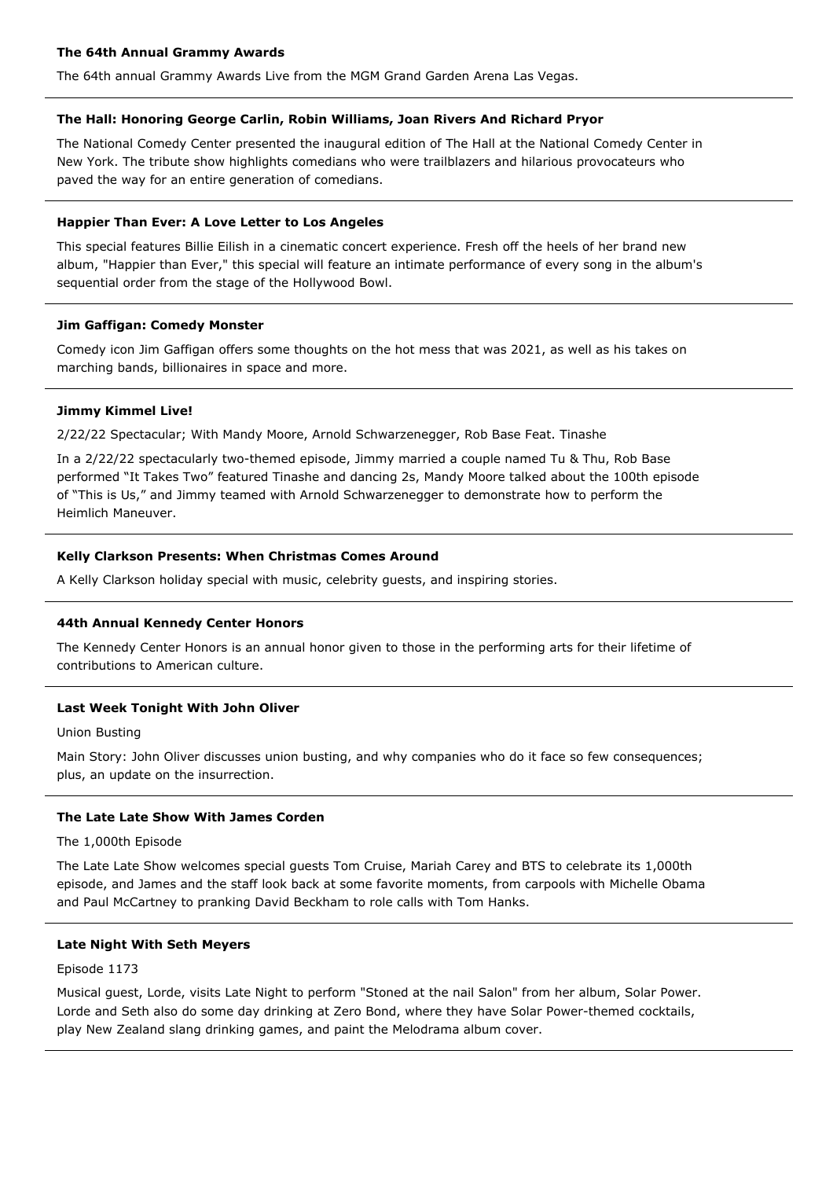**The 64th Annual Grammy Awards**

The 64th annual Grammy Awards Live from the MGM Grand Garden Arena Las Vegas.

---

**The Hall: Honoring George Carlin, Robin Williams, Joan Rivers And Richard Pryor**

The National Comedy Center presented the inaugural edition of The Hall at the National Comedy Center in New York. The tribute show highlights comedians who were trailblazers and hilarious provocateurs who paved the way for an entire generation of comedians.

---

**Happier Than Ever: A Love Letter to Los Angeles**

This special features Billie Eilish in a cinematic concert experience. Fresh off the heels of her brand new album, "Happier than Ever," this special will feature an intimate performance of every song in the album's sequential order from the stage of the Hollywood Bowl.

---

**Jim Gaffigan: Comedy Monster**

Comedy icon Jim Gaffigan offers some thoughts on the hot mess that was 2021, as well as his takes on marching bands, billionaires in space and more.

---

**Jimmy Kimmel Live!**

2/22/22 Spectacular; With Mandy Moore, Arnold Schwarzenegger, Rob Base Feat. Tinashe

In a 2/22/22 spectacularly two-themed episode, Jimmy married a couple named Tu & Thu, Rob Base performed "It Takes Two" featured Tinashe and dancing 2s, Mandy Moore talked about the 100th episode of "This is Us," and Jimmy teamed with Arnold Schwarzenegger to demonstrate how to perform the Heimlich Maneuver.

---

**Kelly Clarkson Presents: When Christmas Comes Around**

A Kelly Clarkson holiday special with music, celebrity guests, and inspiring stories.

---

**44th Annual Kennedy Center Honors**

The Kennedy Center Honors is an annual honor given to those in the performing arts for their lifetime of contributions to American culture.

---

**Last Week Tonight With John Oliver**

Union Busting

Main Story: John Oliver discusses union busting, and why companies who do it face so few consequences; plus, an update on the insurrection.

---

**The Late Late Show With James Corden**

The 1,000th Episode

The Late Late Show welcomes special guests Tom Cruise, Mariah Carey and BTS to celebrate its 1,000th episode, and James and the staff look back at some favorite moments, from carpools with Michelle Obama and Paul McCartney to pranking David Beckham to role calls with Tom Hanks.

---

**Late Night With Seth Meyers**

Episode 1173

Musical guest, Lorde, visits Late Night to perform "Stoned at the nail Salon" from her album, Solar Power. Lorde and Seth also do some day drinking at Zero Bond, where they have Solar Power-themed cocktails, play New Zealand slang drinking games, and paint the Melodrama album cover.

---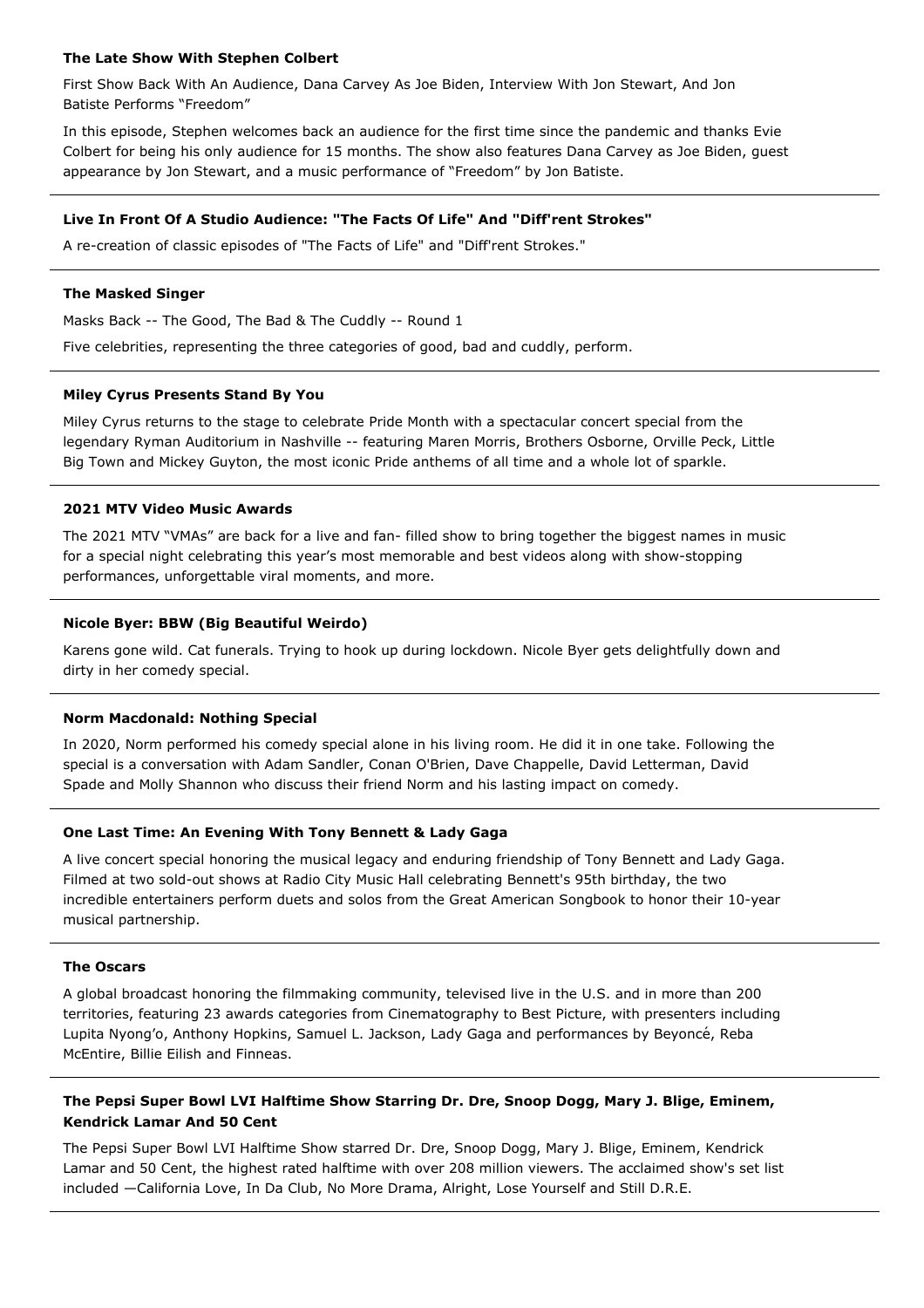**The Late Show With Stephen Colbert**

First Show Back With An Audience, Dana Carvey As Joe Biden, Interview With Jon Stewart, And Jon Batiste Performs "Freedom"

In this episode, Stephen welcomes back an audience for the first time since the pandemic and thanks Evie Colbert for being his only audience for 15 months. The show also features Dana Carvey as Joe Biden, guest appearance by Jon Stewart, and a music performance of "Freedom" by Jon Batiste.

---

**Live In Front Of A Studio Audience: "The Facts Of Life" And "Diff'rent Strokes"**

A re-creation of classic episodes of "The Facts of Life" and "Diff'rent Strokes."

---

**The Masked Singer**

Masks Back -- The Good, The Bad & The Cuddly -- Round 1

Five celebrities, representing the three categories of good, bad and cuddly, perform.

---

**Miley Cyrus Presents Stand By You**

Miley Cyrus returns to the stage to celebrate Pride Month with a spectacular concert special from the legendary Ryman Auditorium in Nashville -- featuring Maren Morris, Brothers Osborne, Orville Peck, Little Big Town and Mickey Guyton, the most iconic Pride anthems of all time and a whole lot of sparkle.

---

**2021 MTV Video Music Awards**

The 2021 MTV "VMAs" are back for a live and fan- filled show to bring together the biggest names in music for a special night celebrating this year's most memorable and best videos along with show-stopping performances, unforgettable viral moments, and more.

---

**Nicole Byer: BBW (Big Beautiful Weirdo)**

Karens gone wild. Cat funerals. Trying to hook up during lockdown. Nicole Byer gets delightfully down and dirty in her comedy special.

---

**Norm Macdonald: Nothing Special**

In 2020, Norm performed his comedy special alone in his living room. He did it in one take. Following the special is a conversation with Adam Sandler, Conan O'Brien, Dave Chappelle, David Letterman, David Spade and Molly Shannon who discuss their friend Norm and his lasting impact on comedy.

---

**One Last Time: An Evening With Tony Bennett & Lady Gaga**

A live concert special honoring the musical legacy and enduring friendship of Tony Bennett and Lady Gaga. Filmed at two sold-out shows at Radio City Music Hall celebrating Bennett's 95th birthday, the two incredible entertainers perform duets and solos from the Great American Songbook to honor their 10-year musical partnership.

---

**The Oscars**

A global broadcast honoring the filmmaking community, televised live in the U.S. and in more than 200 territories, featuring 23 awards categories from Cinematography to Best Picture, with presenters including Lupita Nyong'o, Anthony Hopkins, Samuel L. Jackson, Lady Gaga and performances by Beyoncé, Reba McEntire, Billie Eilish and Finneas.

---

**The Pepsi Super Bowl LVI Halftime Show Starring Dr. Dre, Snoop Dogg, Mary J. Blige, Eminem, Kendrick Lamar And 50 Cent**

The Pepsi Super Bowl LVI Halftime Show starred Dr. Dre, Snoop Dogg, Mary J. Blige, Eminem, Kendrick Lamar and 50 Cent, the highest rated halftime with over 208 million viewers. The acclaimed show's set list included —California Love, In Da Club, No More Drama, Alright, Lose Yourself and Still D.R.E.

---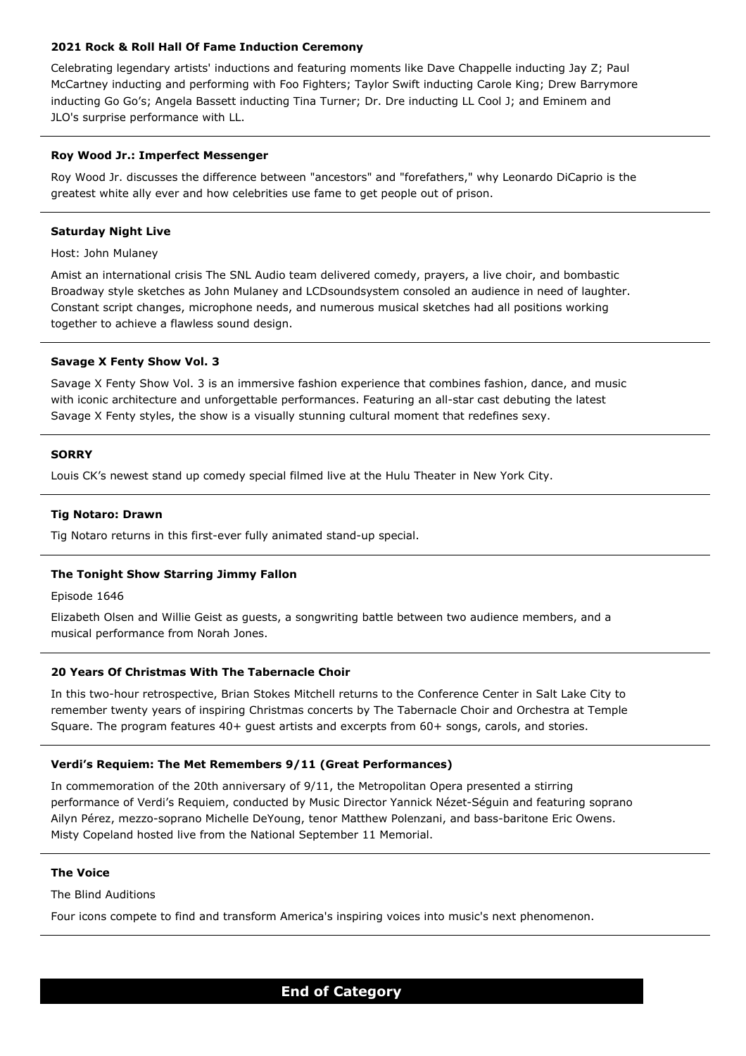**2021 Rock & Roll Hall Of Fame Induction Ceremony**

Celebrating legendary artists' inductions and featuring moments like Dave Chappelle inducting Jay Z; Paul McCartney inducting and performing with Foo Fighters; Taylor Swift inducting Carole King; Drew Barrymore inducting Go Go's; Angela Bassett inducting Tina Turner; Dr. Dre inducting LL Cool J; and Eminem and JLO's surprise performance with LL.

---

**Roy Wood Jr.: Imperfect Messenger**

Roy Wood Jr. discusses the difference between "ancestors" and "forefathers," why Leonardo DiCaprio is the greatest white ally ever and how celebrities use fame to get people out of prison.

---

**Saturday Night Live**

Host: John Mulaney

Amist an international crisis The SNL Audio team delivered comedy, prayers, a live choir, and bombastic Broadway style sketches as John Mulaney and LCDsoundsystem consoled an audience in need of laughter. Constant script changes, microphone needs, and numerous musical sketches had all positions working together to achieve a flawless sound design.

---

**Savage X Fenty Show Vol. 3**

Savage X Fenty Show Vol. 3 is an immersive fashion experience that combines fashion, dance, and music with iconic architecture and unforgettable performances. Featuring an all-star cast debuting the latest Savage X Fenty styles, the show is a visually stunning cultural moment that redefines sexy.

---

**SORRY**

Louis CK's newest stand up comedy special filmed live at the Hulu Theater in New York City.

---

**Tig Notaro: Drawn**

Tig Notaro returns in this first-ever fully animated stand-up special.

---

**The Tonight Show Starring Jimmy Fallon**

Episode 1646

Elizabeth Olsen and Willie Geist as guests, a songwriting battle between two audience members, and a musical performance from Norah Jones.

---

**20 Years Of Christmas With The Tabernacle Choir**

In this two-hour retrospective, Brian Stokes Mitchell returns to the Conference Center in Salt Lake City to remember twenty years of inspiring Christmas concerts by The Tabernacle Choir and Orchestra at Temple Square. The program features 40+ guest artists and excerpts from 60+ songs, carols, and stories.

---

**Verdi's Requiem: The Met Remembers 9/11 (Great Performances)**

In commemoration of the 20th anniversary of 9/11, the Metropolitan Opera presented a stirring performance of Verdi's Requiem, conducted by Music Director Yannick Nézet-Séguin and featuring soprano Ailyn Pérez, mezzo-soprano Michelle DeYoung, tenor Matthew Polenzani, and bass-baritone Eric Owens. Misty Copeland hosted live from the National September 11 Memorial.

---

**The Voice**

The Blind Auditions

Four icons compete to find and transform America's inspiring voices into music's next phenomenon.

---

**End of Category**